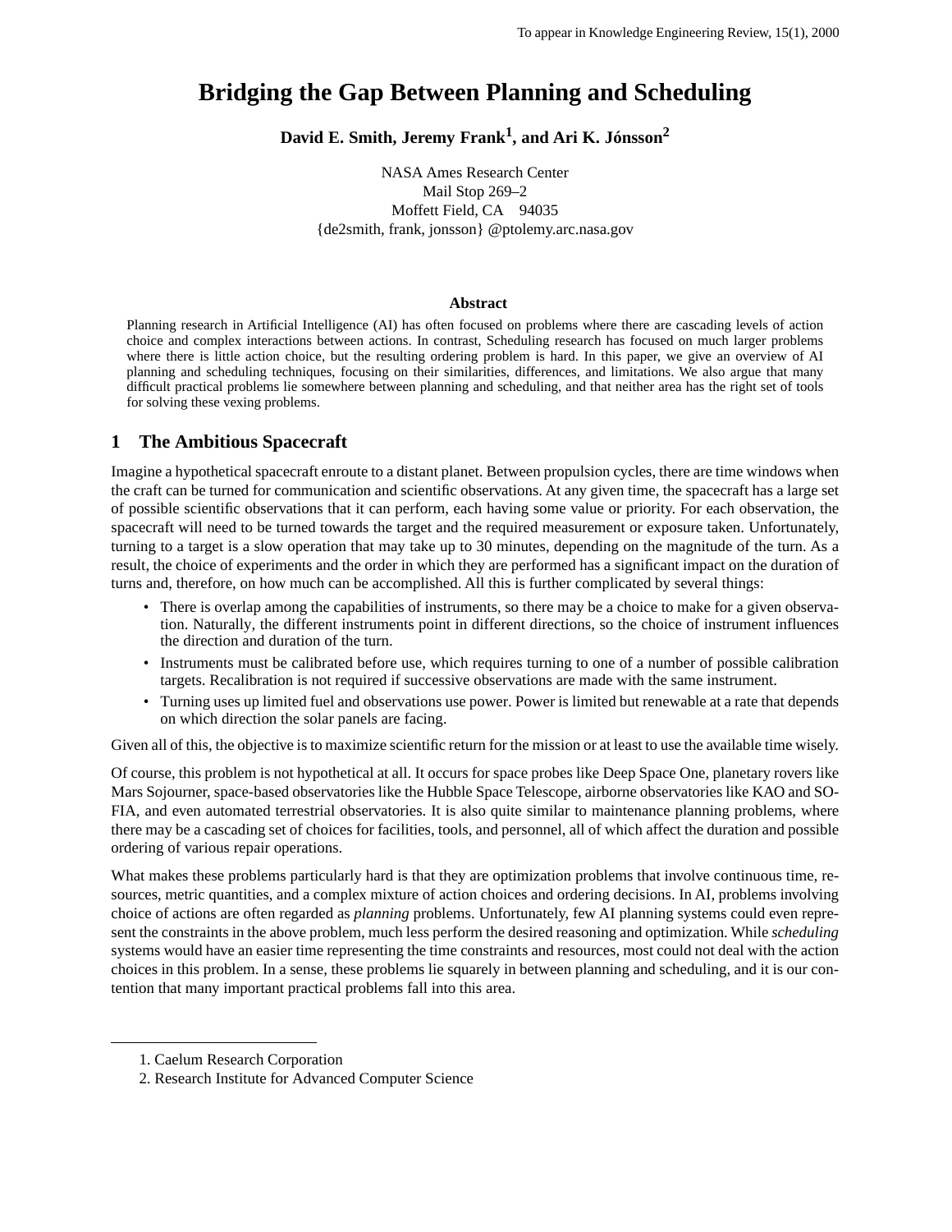# Bridging the Gap Between Planning and Scheduling

**David E. Smith, Jeremy Frank[1], and Ari K. Jónsson[2]**

NASA Ames Research Center
Mail Stop 269–2
Moffett Field, CA 94035
{de2smith, frank, jonsson} @ptolemy.arc.nasa.gov

### Abstract

Planning research in Artificial Intelligence (AI) has often focused on problems where there are cascading levels of action choice and complex interactions between actions. In contrast, Scheduling research has focused on much larger problems where there is little action choice, but the resulting ordering problem is hard. In this paper, we give an overview of AI planning and scheduling techniques, focusing on their similarities, differences, and limitations. We also argue that many difficult practical problems lie somewhere between planning and scheduling, and that neither area has the right set of tools for solving these vexing problems.

## 1 The Ambitious Spacecraft

Imagine a hypothetical spacecraft enroute to a distant planet. Between propulsion cycles, there are time windows when the craft can be turned for communication and scientific observations. At any given time, the spacecraft has a large set of possible scientific observations that it can perform, each having some value or priority. For each observation, the spacecraft will need to be turned towards the target and the required measurement or exposure taken. Unfortunately, turning to a target is a slow operation that may take up to 30 minutes, depending on the magnitude of the turn. As a result, the choice of experiments and the order in which they are performed has a significant impact on the duration of turns and, therefore, on how much can be accomplished. All this is further complicated by several things:

- There is overlap among the capabilities of instruments, so there may be a choice to make for a given observation. Naturally, the different instruments point in different directions, so the choice of instrument influences the direction and duration of the turn.
- Instruments must be calibrated before use, which requires turning to one of a number of possible calibration targets. Recalibration is not required if successive observations are made with the same instrument.
- Turning uses up limited fuel and observations use power. Power is limited but renewable at a rate that depends on which direction the solar panels are facing.

Given all of this, the objective is to maximize scientific return for the mission or at least to use the available time wisely.

Of course, this problem is not hypothetical at all. It occurs for space probes like Deep Space One, planetary rovers like Mars Sojourner, space-based observatories like the Hubble Space Telescope, airborne observatories like KAO and SOFIA, and even automated terrestrial observatories. It is also quite similar to maintenance planning problems, where there may be a cascading set of choices for facilities, tools, and personnel, all of which affect the duration and possible ordering of various repair operations.

What makes these problems particularly hard is that they are optimization problems that involve continuous time, resources, metric quantities, and a complex mixture of action choices and ordering decisions. In AI, problems involving choice of actions are often regarded as *planning* problems. Unfortunately, few AI planning systems could even represent the constraints in the above problem, much less perform the desired reasoning and optimization. While *scheduling* systems would have an easier time representing the time constraints and resources, most could not deal with the action choices in this problem. In a sense, these problems lie squarely in between planning and scheduling, and it is our contention that many important practical problems fall into this area.

1. Caelum Research Corporation
2. Research Institute for Advanced Computer Science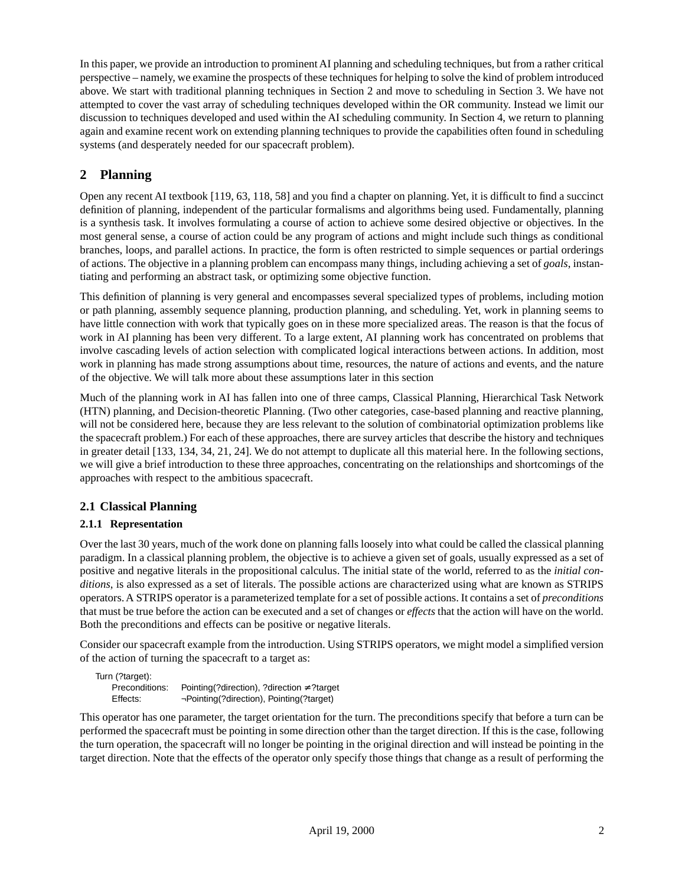In this paper, we provide an introduction to prominent AI planning and scheduling techniques, but from a rather critical perspective – namely, we examine the prospects of these techniques for helping to solve the kind of problem introduced above. We start with traditional planning techniques in Section 2 and move to scheduling in Section 3. We have not attempted to cover the vast array of scheduling techniques developed within the OR community. Instead we limit our discussion to techniques developed and used within the AI scheduling community. In Section 4, we return to planning again and examine recent work on extending planning techniques to provide the capabilities often found in scheduling systems (and desperately needed for our spacecraft problem).

## 2 Planning

Open any recent AI textbook [119, 63, 118, 58] and you find a chapter on planning. Yet, it is difficult to find a succinct definition of planning, independent of the particular formalisms and algorithms being used. Fundamentally, planning is a synthesis task. It involves formulating a course of action to achieve some desired objective or objectives. In the most general sense, a course of action could be any program of actions and might include such things as conditional branches, loops, and parallel actions. In practice, the form is often restricted to simple sequences or partial orderings of actions. The objective in a planning problem can encompass many things, including achieving a set of *goals*, instantiating and performing an abstract task, or optimizing some objective function.

This definition of planning is very general and encompasses several specialized types of problems, including motion or path planning, assembly sequence planning, production planning, and scheduling. Yet, work in planning seems to have little connection with work that typically goes on in these more specialized areas. The reason is that the focus of work in AI planning has been very different. To a large extent, AI planning work has concentrated on problems that involve cascading levels of action selection with complicated logical interactions between actions. In addition, most work in planning has made strong assumptions about time, resources, the nature of actions and events, and the nature of the objective. We will talk more about these assumptions later in this section

Much of the planning work in AI has fallen into one of three camps, Classical Planning, Hierarchical Task Network (HTN) planning, and Decision-theoretic Planning. (Two other categories, case-based planning and reactive planning, will not be considered here, because they are less relevant to the solution of combinatorial optimization problems like the spacecraft problem.) For each of these approaches, there are survey articles that describe the history and techniques in greater detail [133, 134, 34, 21, 24]. We do not attempt to duplicate all this material here. In the following sections, we will give a brief introduction to these three approaches, concentrating on the relationships and shortcomings of the approaches with respect to the ambitious spacecraft.

### 2.1 Classical Planning

#### 2.1.1 Representation

Over the last 30 years, much of the work done on planning falls loosely into what could be called the classical planning paradigm. In a classical planning problem, the objective is to achieve a given set of goals, usually expressed as a set of positive and negative literals in the propositional calculus. The initial state of the world, referred to as the *initial conditions*, is also expressed as a set of literals. The possible actions are characterized using what are known as STRIPS operators. A STRIPS operator is a parameterized template for a set of possible actions. It contains a set of *preconditions* that must be true before the action can be executed and a set of changes or *effects* that the action will have on the world. Both the preconditions and effects can be positive or negative literals.

Consider our spacecraft example from the introduction. Using STRIPS operators, we might model a simplified version of the action of turning the spacecraft to a target as:

```
Turn (?target):
    Preconditions:   Pointing(?direction), ?direction ≠ ?target
    Effects:         ¬Pointing(?direction), Pointing(?target)
```

This operator has one parameter, the target orientation for the turn. The preconditions specify that before a turn can be performed the spacecraft must be pointing in some direction other than the target direction. If this is the case, following the turn operation, the spacecraft will no longer be pointing in the original direction and will instead be pointing in the target direction. Note that the effects of the operator only specify those things that change as a result of performing the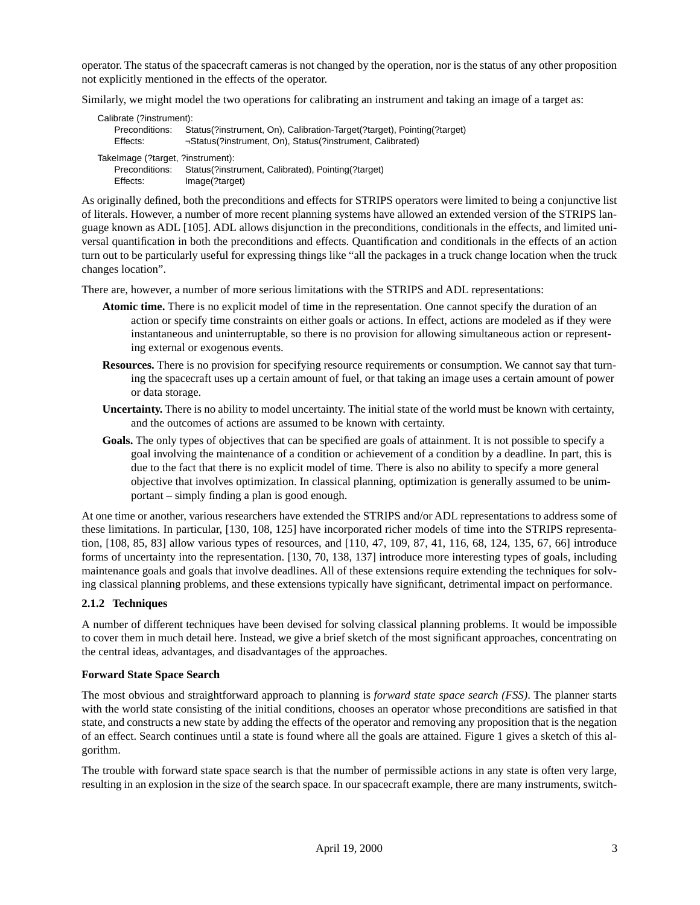operator. The status of the spacecraft cameras is not changed by the operation, nor is the status of any other proposition not explicitly mentioned in the effects of the operator.

Similarly, we might model the two operations for calibrating an instrument and taking an image of a target as:

```
Calibrate (?instrument):
    Preconditions:   Status(?instrument, On), Calibration-Target(?target), Pointing(?target)
    Effects:         ¬Status(?instrument, On), Status(?instrument, Calibrated)

TakeImage (?target, ?instrument):
    Preconditions:   Status(?instrument, Calibrated), Pointing(?target)
    Effects:         Image(?target)
```

As originally defined, both the preconditions and effects for STRIPS operators were limited to being a conjunctive list of literals. However, a number of more recent planning systems have allowed an extended version of the STRIPS language known as ADL [105]. ADL allows disjunction in the preconditions, conditionals in the effects, and limited universal quantification in both the preconditions and effects. Quantification and conditionals in the effects of an action turn out to be particularly useful for expressing things like "all the packages in a truck change location when the truck changes location".

There are, however, a number of more serious limitations with the STRIPS and ADL representations:

- **Atomic time.** There is no explicit model of time in the representation. One cannot specify the duration of an action or specify time constraints on either goals or actions. In effect, actions are modeled as if they were instantaneous and uninterruptable, so there is no provision for allowing simultaneous action or representing external or exogenous events.
- **Resources.** There is no provision for specifying resource requirements or consumption. We cannot say that turning the spacecraft uses up a certain amount of fuel, or that taking an image uses a certain amount of power or data storage.
- **Uncertainty.** There is no ability to model uncertainty. The initial state of the world must be known with certainty, and the outcomes of actions are assumed to be known with certainty.
- **Goals.** The only types of objectives that can be specified are goals of attainment. It is not possible to specify a goal involving the maintenance of a condition or achievement of a condition by a deadline. In part, this is due to the fact that there is no explicit model of time. There is also no ability to specify a more general objective that involves optimization. In classical planning, optimization is generally assumed to be unimportant – simply finding a plan is good enough.

At one time or another, various researchers have extended the STRIPS and/or ADL representations to address some of these limitations. In particular, [130, 108, 125] have incorporated richer models of time into the STRIPS representation, [108, 85, 83] allow various types of resources, and [110, 47, 109, 87, 41, 116, 68, 124, 135, 67, 66] introduce forms of uncertainty into the representation. [130, 70, 138, 137] introduce more interesting types of goals, including maintenance goals and goals that involve deadlines. All of these extensions require extending the techniques for solving classical planning problems, and these extensions typically have significant, detrimental impact on performance.

### 2.1.2 Techniques

A number of different techniques have been devised for solving classical planning problems. It would be impossible to cover them in much detail here. Instead, we give a brief sketch of the most significant approaches, concentrating on the central ideas, advantages, and disadvantages of the approaches.

#### Forward State Space Search

The most obvious and straightforward approach to planning is *forward state space search (FSS)*. The planner starts with the world state consisting of the initial conditions, chooses an operator whose preconditions are satisfied in that state, and constructs a new state by adding the effects of the operator and removing any proposition that is the negation of an effect. Search continues until a state is found where all the goals are attained. Figure 1 gives a sketch of this algorithm.

The trouble with forward state space search is that the number of permissible actions in any state is often very large, resulting in an explosion in the size of the search space. In our spacecraft example, there are many instruments, switch-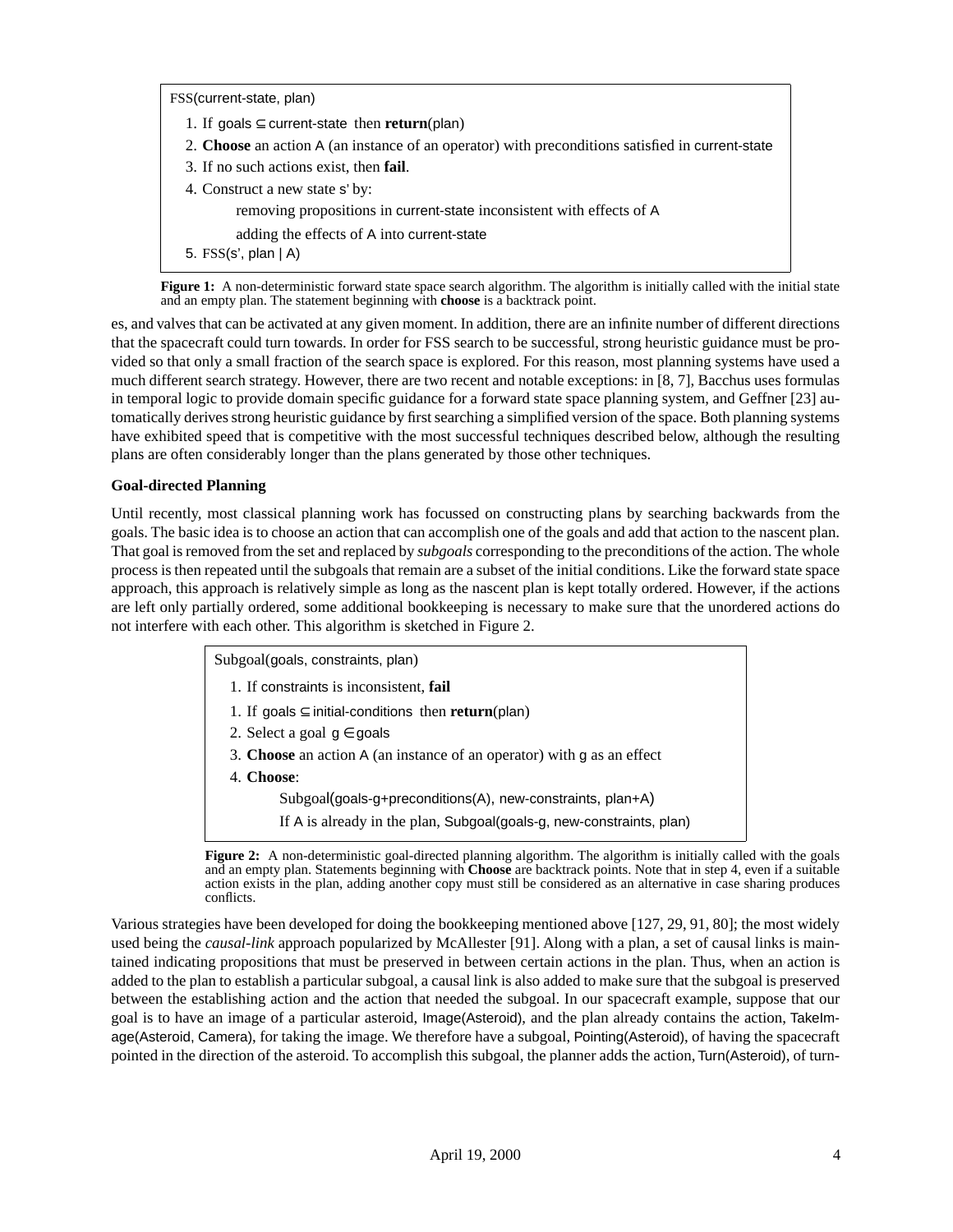```
FSS(current-state, plan)
  1. If goals ⊆ current-state then return(plan)
  2. Choose an action A (an instance of an operator) with preconditions satisfied in current-state
  3. If no such actions exist, then fail.
  4. Construct a new state s' by:
         removing propositions in current-state inconsistent with effects of A
         adding the effects of A into current-state
  5. FSS(s', plan | A)
```

**Figure 1:** A non-deterministic forward state space search algorithm. The algorithm is initially called with the initial state and an empty plan. The statement beginning with **choose** is a backtrack point.

es, and valves that can be activated at any given moment. In addition, there are an infinite number of different directions that the spacecraft could turn towards. In order for FSS search to be successful, strong heuristic guidance must be provided so that only a small fraction of the search space is explored. For this reason, most planning systems have used a much different search strategy. However, there are two recent and notable exceptions: in [8, 7], Bacchus uses formulas in temporal logic to provide domain specific guidance for a forward state space planning system, and Geffner [23] automatically derives strong heuristic guidance by first searching a simplified version of the space. Both planning systems have exhibited speed that is competitive with the most successful techniques described below, although the resulting plans are often considerably longer than the plans generated by those other techniques.

**Goal-directed Planning**

Until recently, most classical planning work has focussed on constructing plans by searching backwards from the goals. The basic idea is to choose an action that can accomplish one of the goals and add that action to the nascent plan. That goal is removed from the set and replaced by *subgoals* corresponding to the preconditions of the action. The whole process is then repeated until the subgoals that remain are a subset of the initial conditions. Like the forward state space approach, this approach is relatively simple as long as the nascent plan is kept totally ordered. However, if the actions are left only partially ordered, some additional bookkeeping is necessary to make sure that the unordered actions do not interfere with each other. This algorithm is sketched in Figure 2.

```
Subgoal(goals, constraints, plan)
  1. If constraints is inconsistent, fail
  1. If goals ⊆ initial-conditions then return(plan)
  2. Select a goal g ∈ goals
  3. Choose an action A (an instance of an operator) with g as an effect
  4. Choose:
         Subgoal(goals-g+preconditions(A), new-constraints, plan+A)
         If A is already in the plan, Subgoal(goals-g, new-constraints, plan)
```

**Figure 2:** A non-deterministic goal-directed planning algorithm. The algorithm is initially called with the goals and an empty plan. Statements beginning with **Choose** are backtrack points. Note that in step 4, even if a suitable action exists in the plan, adding another copy must still be considered as an alternative in case sharing produces conflicts.

Various strategies have been developed for doing the bookkeeping mentioned above [127, 29, 91, 80]; the most widely used being the *causal-link* approach popularized by McAllester [91]. Along with a plan, a set of causal links is maintained indicating propositions that must be preserved in between certain actions in the plan. Thus, when an action is added to the plan to establish a particular subgoal, a causal link is also added to make sure that the subgoal is preserved between the establishing action and the action that needed the subgoal. In our spacecraft example, suppose that our goal is to have an image of a particular asteroid, Image(Asteroid), and the plan already contains the action, TakeImage(Asteroid, Camera), for taking the image. We therefore have a subgoal, Pointing(Asteroid), of having the spacecraft pointed in the direction of the asteroid. To accomplish this subgoal, the planner adds the action, Turn(Asteroid), of turn-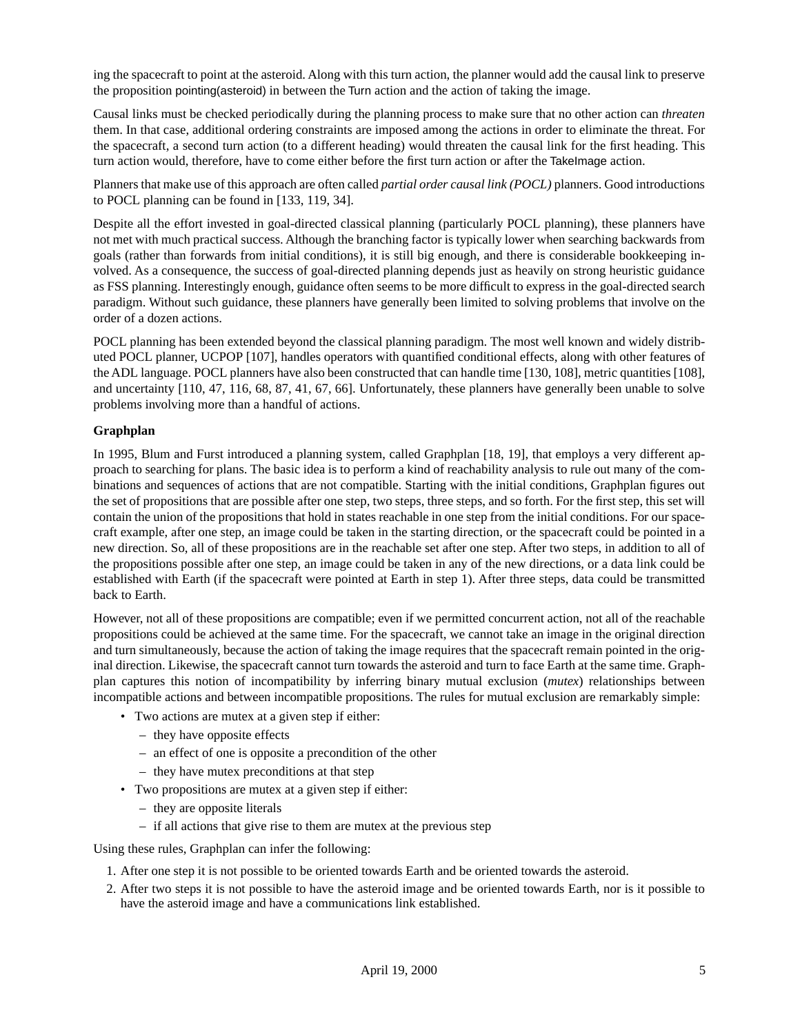ing the spacecraft to point at the asteroid. Along with this turn action, the planner would add the causal link to preserve the proposition pointing(asteroid) in between the Turn action and the action of taking the image.

Causal links must be checked periodically during the planning process to make sure that no other action can *threaten* them. In that case, additional ordering constraints are imposed among the actions in order to eliminate the threat. For the spacecraft, a second turn action (to a different heading) would threaten the causal link for the first heading. This turn action would, therefore, have to come either before the first turn action or after the TakeImage action.

Planners that make use of this approach are often called *partial order causal link (POCL)* planners. Good introductions to POCL planning can be found in [133, 119, 34].

Despite all the effort invested in goal-directed classical planning (particularly POCL planning), these planners have not met with much practical success. Although the branching factor is typically lower when searching backwards from goals (rather than forwards from initial conditions), it is still big enough, and there is considerable bookkeeping involved. As a consequence, the success of goal-directed planning depends just as heavily on strong heuristic guidance as FSS planning. Interestingly enough, guidance often seems to be more difficult to express in the goal-directed search paradigm. Without such guidance, these planners have generally been limited to solving problems that involve on the order of a dozen actions.

POCL planning has been extended beyond the classical planning paradigm. The most well known and widely distributed POCL planner, UCPOP [107], handles operators with quantified conditional effects, along with other features of the ADL language. POCL planners have also been constructed that can handle time [130, 108], metric quantities [108], and uncertainty [110, 47, 116, 68, 87, 41, 67, 66]. Unfortunately, these planners have generally been unable to solve problems involving more than a handful of actions.

**Graphplan**

In 1995, Blum and Furst introduced a planning system, called Graphplan [18, 19], that employs a very different approach to searching for plans. The basic idea is to perform a kind of reachability analysis to rule out many of the combinations and sequences of actions that are not compatible. Starting with the initial conditions, Graphplan figures out the set of propositions that are possible after one step, two steps, three steps, and so forth. For the first step, this set will contain the union of the propositions that hold in states reachable in one step from the initial conditions. For our spacecraft example, after one step, an image could be taken in the starting direction, or the spacecraft could be pointed in a new direction. So, all of these propositions are in the reachable set after one step. After two steps, in addition to all of the propositions possible after one step, an image could be taken in any of the new directions, or a data link could be established with Earth (if the spacecraft were pointed at Earth in step 1). After three steps, data could be transmitted back to Earth.

However, not all of these propositions are compatible; even if we permitted concurrent action, not all of the reachable propositions could be achieved at the same time. For the spacecraft, we cannot take an image in the original direction and turn simultaneously, because the action of taking the image requires that the spacecraft remain pointed in the original direction. Likewise, the spacecraft cannot turn towards the asteroid and turn to face Earth at the same time. Graphplan captures this notion of incompatibility by inferring binary mutual exclusion (*mutex*) relationships between incompatible actions and between incompatible propositions. The rules for mutual exclusion are remarkably simple:

- Two actions are mutex at a given step if either:
  - they have opposite effects
  - an effect of one is opposite a precondition of the other
  - they have mutex preconditions at that step
- Two propositions are mutex at a given step if either:
  - they are opposite literals
  - if all actions that give rise to them are mutex at the previous step

Using these rules, Graphplan can infer the following:

1. After one step it is not possible to be oriented towards Earth and be oriented towards the asteroid.
2. After two steps it is not possible to have the asteroid image and be oriented towards Earth, nor is it possible to have the asteroid image and have a communications link established.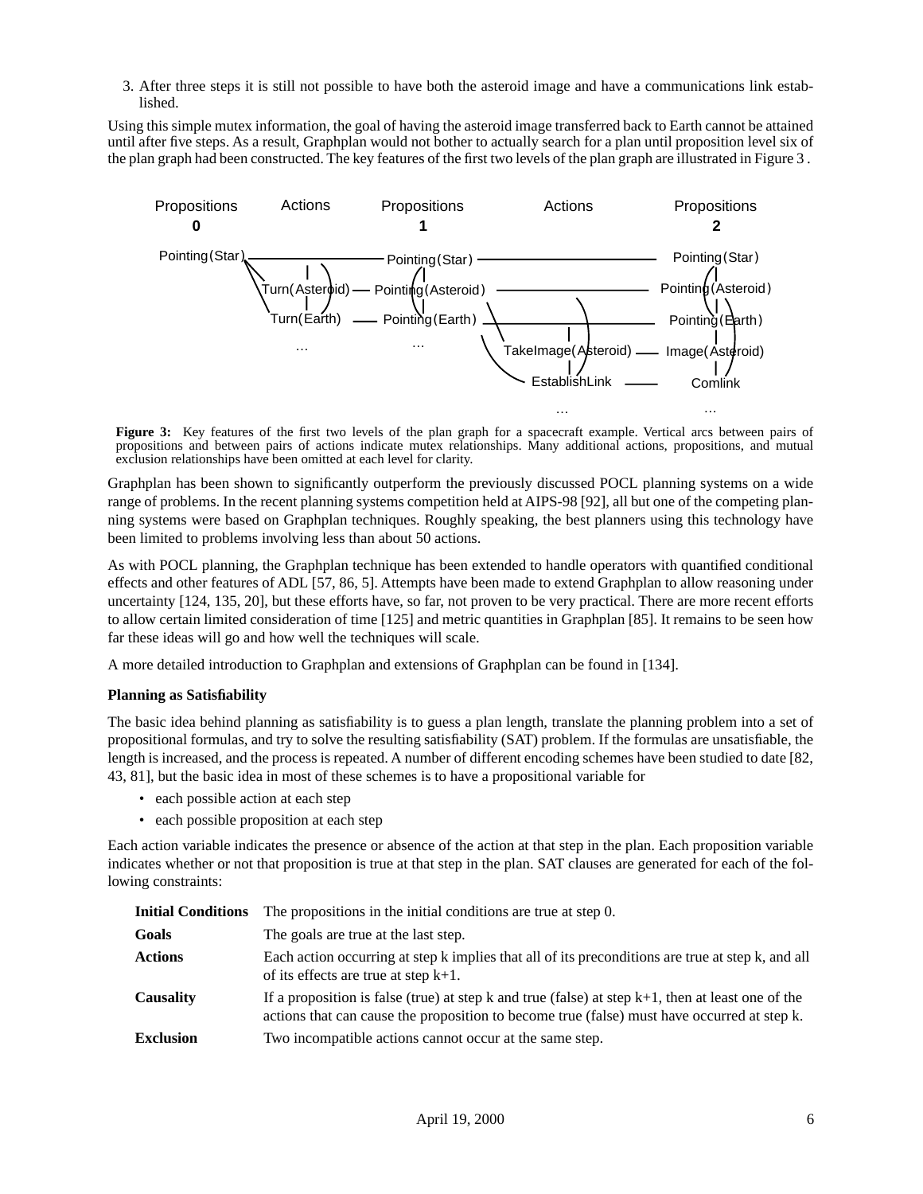3. After three steps it is still not possible to have both the asteroid image and have a communications link established.

Using this simple mutex information, the goal of having the asteroid image transferred back to Earth cannot be attained until after five steps. As a result, Graphplan would not bother to actually search for a plan until proposition level six of the plan graph had been constructed. The key features of the first two levels of the plan graph are illustrated in Figure 3 .

**Figure 3:** Key features of the first two levels of the plan graph for a spacecraft example. Vertical arcs between pairs of propositions and between pairs of actions indicate mutex relationships. Many additional actions, propositions, and mutual exclusion relationships have been omitted at each level for clarity.

Graphplan has been shown to significantly outperform the previously discussed POCL planning systems on a wide range of problems. In the recent planning systems competition held at AIPS-98 [92], all but one of the competing planning systems were based on Graphplan techniques. Roughly speaking, the best planners using this technology have been limited to problems involving less than about 50 actions.

As with POCL planning, the Graphplan technique has been extended to handle operators with quantified conditional effects and other features of ADL [57, 86, 5]. Attempts have been made to extend Graphplan to allow reasoning under uncertainty [124, 135, 20], but these efforts have, so far, not proven to be very practical. There are more recent efforts to allow certain limited consideration of time [125] and metric quantities in Graphplan [85]. It remains to be seen how far these ideas will go and how well the techniques will scale.

A more detailed introduction to Graphplan and extensions of Graphplan can be found in [134].

**Planning as Satisfiability**

The basic idea behind planning as satisfiability is to guess a plan length, translate the planning problem into a set of propositional formulas, and try to solve the resulting satisfiability (SAT) problem. If the formulas are unsatisfiable, the length is increased, and the process is repeated. A number of different encoding schemes have been studied to date [82, 43, 81], but the basic idea in most of these schemes is to have a propositional variable for

- each possible action at each step
- each possible proposition at each step

Each action variable indicates the presence or absence of the action at that step in the plan. Each proposition variable indicates whether or not that proposition is true at that step in the plan. SAT clauses are generated for each of the following constraints:

| | |
|---|---|
| **Initial Conditions** | The propositions in the initial conditions are true at step 0. |
| **Goals** | The goals are true at the last step. |
| **Actions** | Each action occurring at step k implies that all of its preconditions are true at step k, and all of its effects are true at step k+1. |
| **Causality** | If a proposition is false (true) at step k and true (false) at step k+1, then at least one of the actions that can cause the proposition to become true (false) must have occurred at step k. |
| **Exclusion** | Two incompatible actions cannot occur at the same step. |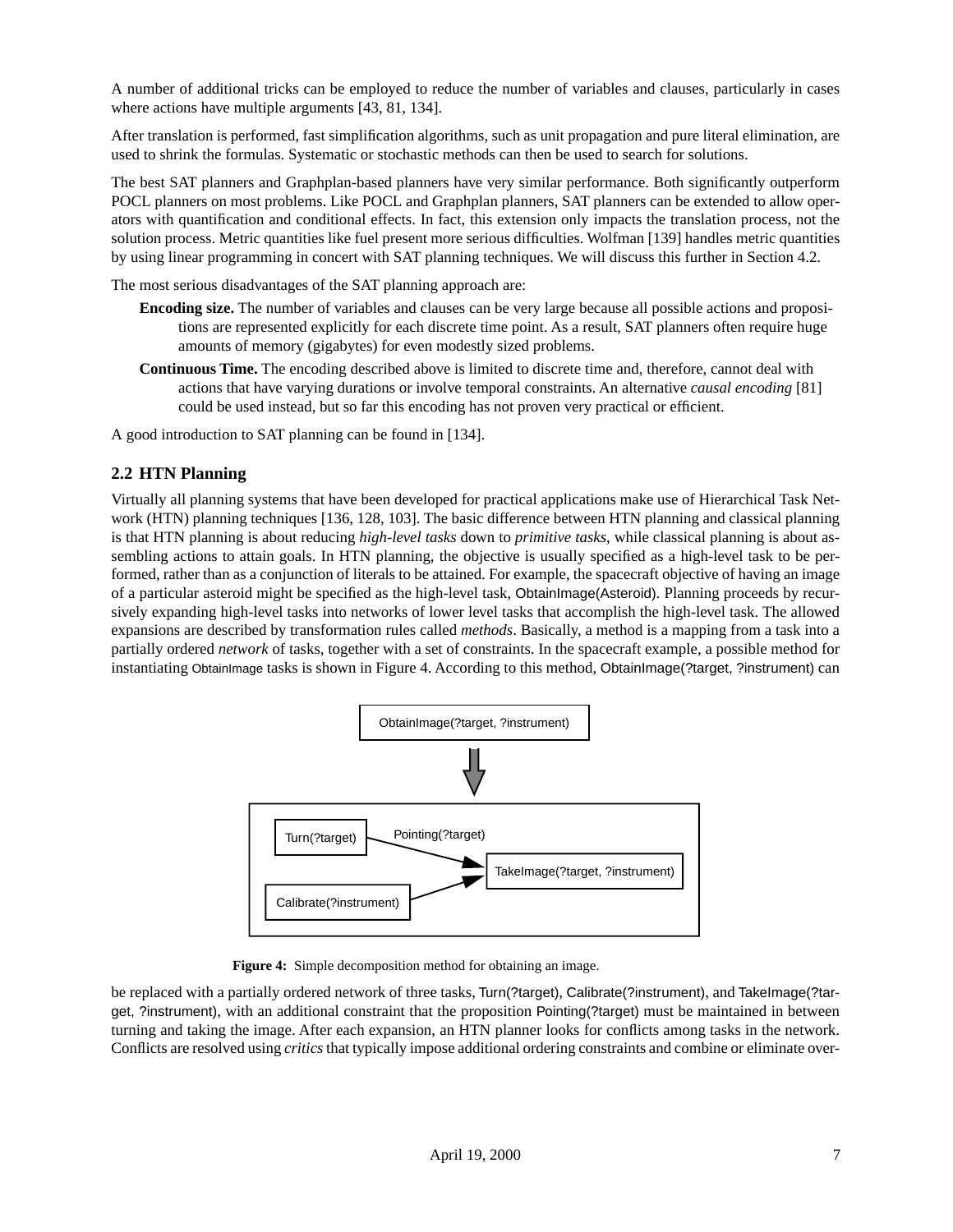A number of additional tricks can be employed to reduce the number of variables and clauses, particularly in cases where actions have multiple arguments [43, 81, 134].

After translation is performed, fast simplification algorithms, such as unit propagation and pure literal elimination, are used to shrink the formulas. Systematic or stochastic methods can then be used to search for solutions.

The best SAT planners and Graphplan-based planners have very similar performance. Both significantly outperform POCL planners on most problems. Like POCL and Graphplan planners, SAT planners can be extended to allow operators with quantification and conditional effects. In fact, this extension only impacts the translation process, not the solution process. Metric quantities like fuel present more serious difficulties. Wolfman [139] handles metric quantities by using linear programming in concert with SAT planning techniques. We will discuss this further in Section 4.2.

The most serious disadvantages of the SAT planning approach are:

**Encoding size.** The number of variables and clauses can be very large because all possible actions and propositions are represented explicitly for each discrete time point. As a result, SAT planners often require huge amounts of memory (gigabytes) for even modestly sized problems.

**Continuous Time.** The encoding described above is limited to discrete time and, therefore, cannot deal with actions that have varying durations or involve temporal constraints. An alternative *causal encoding* [81] could be used instead, but so far this encoding has not proven very practical or efficient.

A good introduction to SAT planning can be found in [134].

## 2.2 HTN Planning

Virtually all planning systems that have been developed for practical applications make use of Hierarchical Task Network (HTN) planning techniques [136, 128, 103]. The basic difference between HTN planning and classical planning is that HTN planning is about reducing *high-level tasks* down to *primitive tasks*, while classical planning is about assembling actions to attain goals. In HTN planning, the objective is usually specified as a high-level task to be performed, rather than as a conjunction of literals to be attained. For example, the spacecraft objective of having an image of a particular asteroid might be specified as the high-level task, ObtainImage(Asteroid). Planning proceeds by recursively expanding high-level tasks into networks of lower level tasks that accomplish the high-level task. The allowed expansions are described by transformation rules called *methods*. Basically, a method is a mapping from a task into a partially ordered *network* of tasks, together with a set of constraints. In the spacecraft example, a possible method for instantiating ObtainImage tasks is shown in Figure 4. According to this method, ObtainImage(?target, ?instrument) can

**Figure 4:** Simple decomposition method for obtaining an image.

be replaced with a partially ordered network of three tasks, Turn(?target), Calibrate(?instrument), and TakeImage(?target, ?instrument), with an additional constraint that the proposition Pointing(?target) must be maintained in between turning and taking the image. After each expansion, an HTN planner looks for conflicts among tasks in the network. Conflicts are resolved using *critics* that typically impose additional ordering constraints and combine or eliminate over-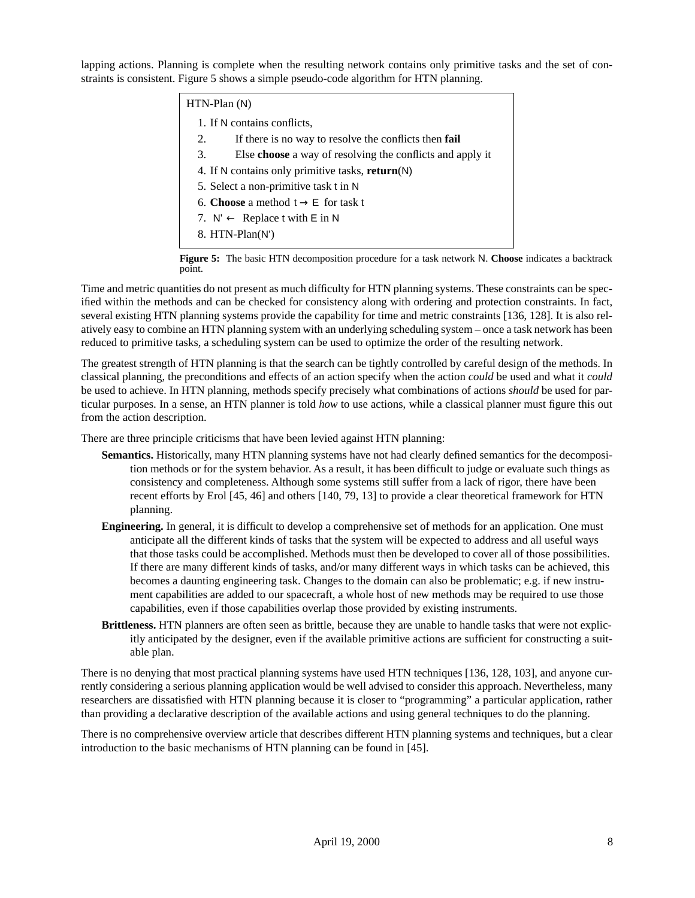lapping actions. Planning is complete when the resulting network contains only primitive tasks and the set of constraints is consistent. Figure 5 shows a simple pseudo-code algorithm for HTN planning.

```
HTN-Plan (N)
  1. If N contains conflicts,
  2.       If there is no way to resolve the conflicts then fail
  3.       Else choose a way of resolving the conflicts and apply it
  4. If N contains only primitive tasks, return(N)
  5. Select a non-primitive task t in N
  6. Choose a method t → E for task t
  7. N' ← Replace t with E in N
  8. HTN-Plan(N')
```

**Figure 5:** The basic HTN decomposition procedure for a task network N. **Choose** indicates a backtrack point.

Time and metric quantities do not present as much difficulty for HTN planning systems. These constraints can be specified within the methods and can be checked for consistency along with ordering and protection constraints. In fact, several existing HTN planning systems provide the capability for time and metric constraints [136, 128]. It is also relatively easy to combine an HTN planning system with an underlying scheduling system – once a task network has been reduced to primitive tasks, a scheduling system can be used to optimize the order of the resulting network.

The greatest strength of HTN planning is that the search can be tightly controlled by careful design of the methods. In classical planning, the preconditions and effects of an action specify when the action *could* be used and what it *could* be used to achieve. In HTN planning, methods specify precisely what combinations of actions *should* be used for particular purposes. In a sense, an HTN planner is told *how* to use actions, while a classical planner must figure this out from the action description.

There are three principle criticisms that have been levied against HTN planning:

**Semantics.** Historically, many HTN planning systems have not had clearly defined semantics for the decomposition methods or for the system behavior. As a result, it has been difficult to judge or evaluate such things as consistency and completeness. Although some systems still suffer from a lack of rigor, there have been recent efforts by Erol [45, 46] and others [140, 79, 13] to provide a clear theoretical framework for HTN planning.

**Engineering.** In general, it is difficult to develop a comprehensive set of methods for an application. One must anticipate all the different kinds of tasks that the system will be expected to address and all useful ways that those tasks could be accomplished. Methods must then be developed to cover all of those possibilities. If there are many different kinds of tasks, and/or many different ways in which tasks can be achieved, this becomes a daunting engineering task. Changes to the domain can also be problematic; e.g. if new instrument capabilities are added to our spacecraft, a whole host of new methods may be required to use those capabilities, even if those capabilities overlap those provided by existing instruments.

**Brittleness.** HTN planners are often seen as brittle, because they are unable to handle tasks that were not explicitly anticipated by the designer, even if the available primitive actions are sufficient for constructing a suitable plan.

There is no denying that most practical planning systems have used HTN techniques [136, 128, 103], and anyone currently considering a serious planning application would be well advised to consider this approach. Nevertheless, many researchers are dissatisfied with HTN planning because it is closer to "programming" a particular application, rather than providing a declarative description of the available actions and using general techniques to do the planning.

There is no comprehensive overview article that describes different HTN planning systems and techniques, but a clear introduction to the basic mechanisms of HTN planning can be found in [45].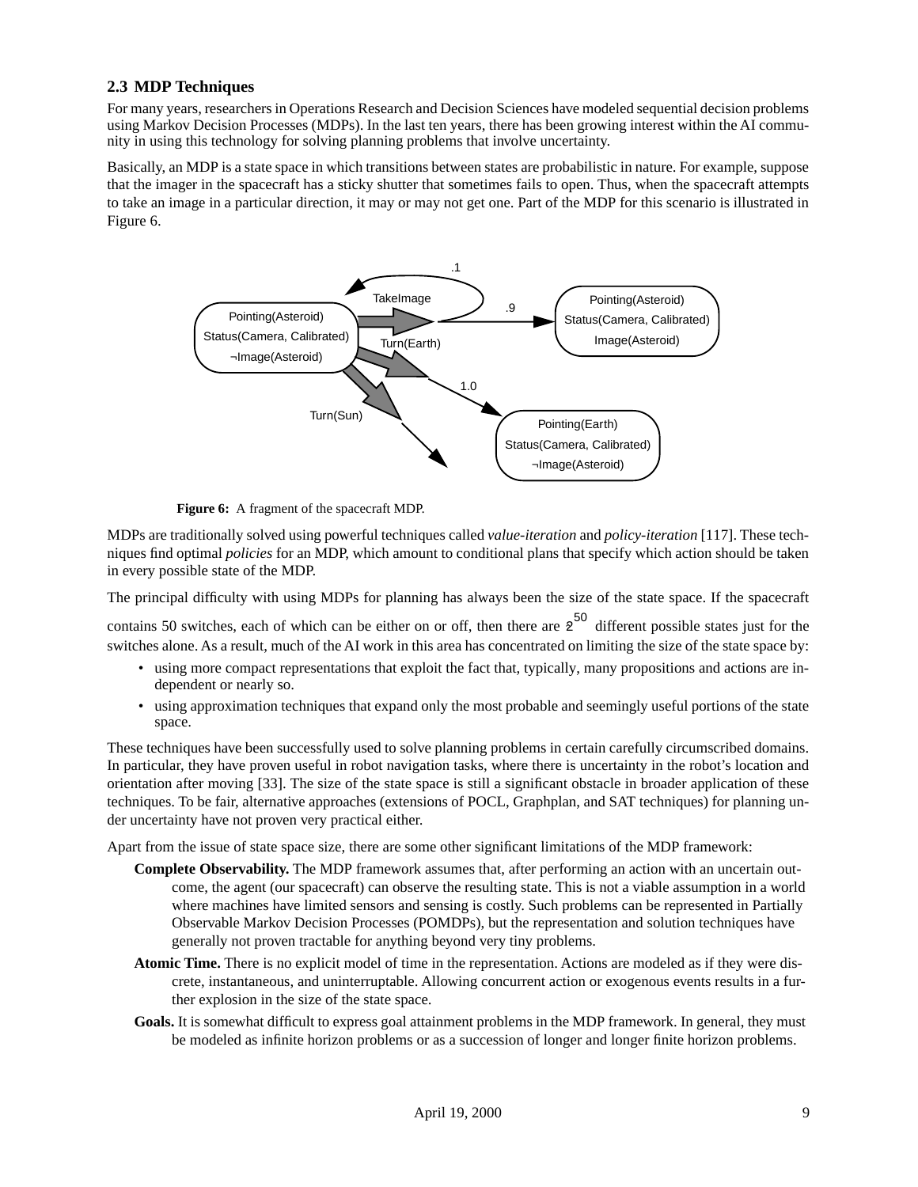### 2.3 MDP Techniques

For many years, researchers in Operations Research and Decision Sciences have modeled sequential decision problems using Markov Decision Processes (MDPs). In the last ten years, there has been growing interest within the AI community in using this technology for solving planning problems that involve uncertainty.

Basically, an MDP is a state space in which transitions between states are probabilistic in nature. For example, suppose that the imager in the spacecraft has a sticky shutter that sometimes fails to open. Thus, when the spacecraft attempts to take an image in a particular direction, it may or may not get one. Part of the MDP for this scenario is illustrated in Figure 6.

**Figure 6:** A fragment of the spacecraft MDP.

MDPs are traditionally solved using powerful techniques called *value-iteration* and *policy-iteration* [117]. These techniques find optimal *policies* for an MDP, which amount to conditional plans that specify which action should be taken in every possible state of the MDP.

The principal difficulty with using MDPs for planning has always been the size of the state space. If the spacecraft contains 50 switches, each of which can be either on or off, then there are $2^{50}$ different possible states just for the switches alone. As a result, much of the AI work in this area has concentrated on limiting the size of the state space by:

- using more compact representations that exploit the fact that, typically, many propositions and actions are independent or nearly so.
- using approximation techniques that expand only the most probable and seemingly useful portions of the state space.

These techniques have been successfully used to solve planning problems in certain carefully circumscribed domains. In particular, they have proven useful in robot navigation tasks, where there is uncertainty in the robot's location and orientation after moving [33]. The size of the state space is still a significant obstacle in broader application of these techniques. To be fair, alternative approaches (extensions of POCL, Graphplan, and SAT techniques) for planning under uncertainty have not proven very practical either.

Apart from the issue of state space size, there are some other significant limitations of the MDP framework:

**Complete Observability.** The MDP framework assumes that, after performing an action with an uncertain outcome, the agent (our spacecraft) can observe the resulting state. This is not a viable assumption in a world where machines have limited sensors and sensing is costly. Such problems can be represented in Partially Observable Markov Decision Processes (POMDPs), but the representation and solution techniques have generally not proven tractable for anything beyond very tiny problems.

**Atomic Time.** There is no explicit model of time in the representation. Actions are modeled as if they were discrete, instantaneous, and uninterruptable. Allowing concurrent action or exogenous events results in a further explosion in the size of the state space.

**Goals.** It is somewhat difficult to express goal attainment problems in the MDP framework. In general, they must be modeled as infinite horizon problems or as a succession of longer and longer finite horizon problems.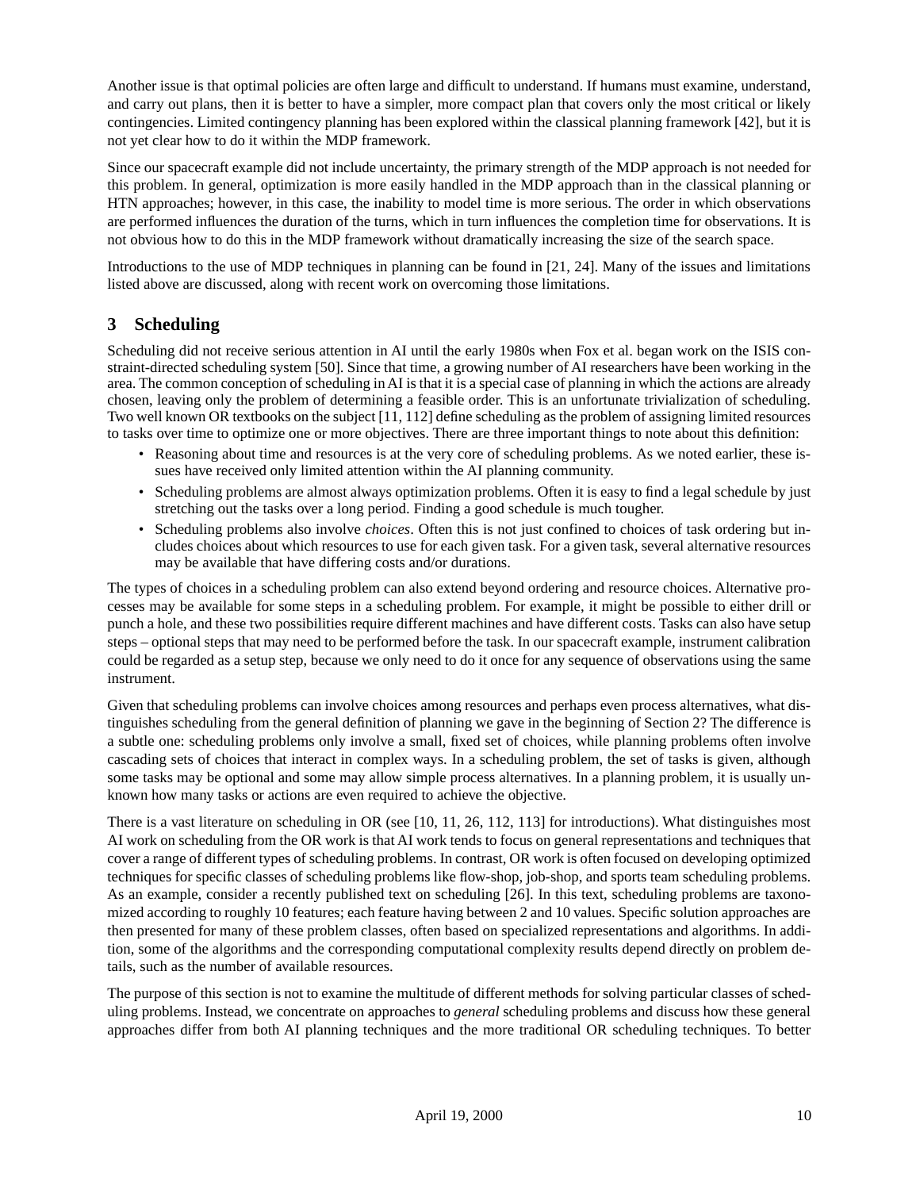Another issue is that optimal policies are often large and difficult to understand. If humans must examine, understand, and carry out plans, then it is better to have a simpler, more compact plan that covers only the most critical or likely contingencies. Limited contingency planning has been explored within the classical planning framework [42], but it is not yet clear how to do it within the MDP framework.

Since our spacecraft example did not include uncertainty, the primary strength of the MDP approach is not needed for this problem. In general, optimization is more easily handled in the MDP approach than in the classical planning or HTN approaches; however, in this case, the inability to model time is more serious. The order in which observations are performed influences the duration of the turns, which in turn influences the completion time for observations. It is not obvious how to do this in the MDP framework without dramatically increasing the size of the search space.

Introductions to the use of MDP techniques in planning can be found in [21, 24]. Many of the issues and limitations listed above are discussed, along with recent work on overcoming those limitations.

## 3 Scheduling

Scheduling did not receive serious attention in AI until the early 1980s when Fox et al. began work on the ISIS constraint-directed scheduling system [50]. Since that time, a growing number of AI researchers have been working in the area. The common conception of scheduling in AI is that it is a special case of planning in which the actions are already chosen, leaving only the problem of determining a feasible order. This is an unfortunate trivialization of scheduling. Two well known OR textbooks on the subject [11, 112] define scheduling as the problem of assigning limited resources to tasks over time to optimize one or more objectives. There are three important things to note about this definition:

- Reasoning about time and resources is at the very core of scheduling problems. As we noted earlier, these issues have received only limited attention within the AI planning community.
- Scheduling problems are almost always optimization problems. Often it is easy to find a legal schedule by just stretching out the tasks over a long period. Finding a good schedule is much tougher.
- Scheduling problems also involve *choices*. Often this is not just confined to choices of task ordering but includes choices about which resources to use for each given task. For a given task, several alternative resources may be available that have differing costs and/or durations.

The types of choices in a scheduling problem can also extend beyond ordering and resource choices. Alternative processes may be available for some steps in a scheduling problem. For example, it might be possible to either drill or punch a hole, and these two possibilities require different machines and have different costs. Tasks can also have setup steps – optional steps that may need to be performed before the task. In our spacecraft example, instrument calibration could be regarded as a setup step, because we only need to do it once for any sequence of observations using the same instrument.

Given that scheduling problems can involve choices among resources and perhaps even process alternatives, what distinguishes scheduling from the general definition of planning we gave in the beginning of Section 2? The difference is a subtle one: scheduling problems only involve a small, fixed set of choices, while planning problems often involve cascading sets of choices that interact in complex ways. In a scheduling problem, the set of tasks is given, although some tasks may be optional and some may allow simple process alternatives. In a planning problem, it is usually unknown how many tasks or actions are even required to achieve the objective.

There is a vast literature on scheduling in OR (see [10, 11, 26, 112, 113] for introductions). What distinguishes most AI work on scheduling from the OR work is that AI work tends to focus on general representations and techniques that cover a range of different types of scheduling problems. In contrast, OR work is often focused on developing optimized techniques for specific classes of scheduling problems like flow-shop, job-shop, and sports team scheduling problems. As an example, consider a recently published text on scheduling [26]. In this text, scheduling problems are taxonomized according to roughly 10 features; each feature having between 2 and 10 values. Specific solution approaches are then presented for many of these problem classes, often based on specialized representations and algorithms. In addition, some of the algorithms and the corresponding computational complexity results depend directly on problem details, such as the number of available resources.

The purpose of this section is not to examine the multitude of different methods for solving particular classes of scheduling problems. Instead, we concentrate on approaches to *general* scheduling problems and discuss how these general approaches differ from both AI planning techniques and the more traditional OR scheduling techniques. To better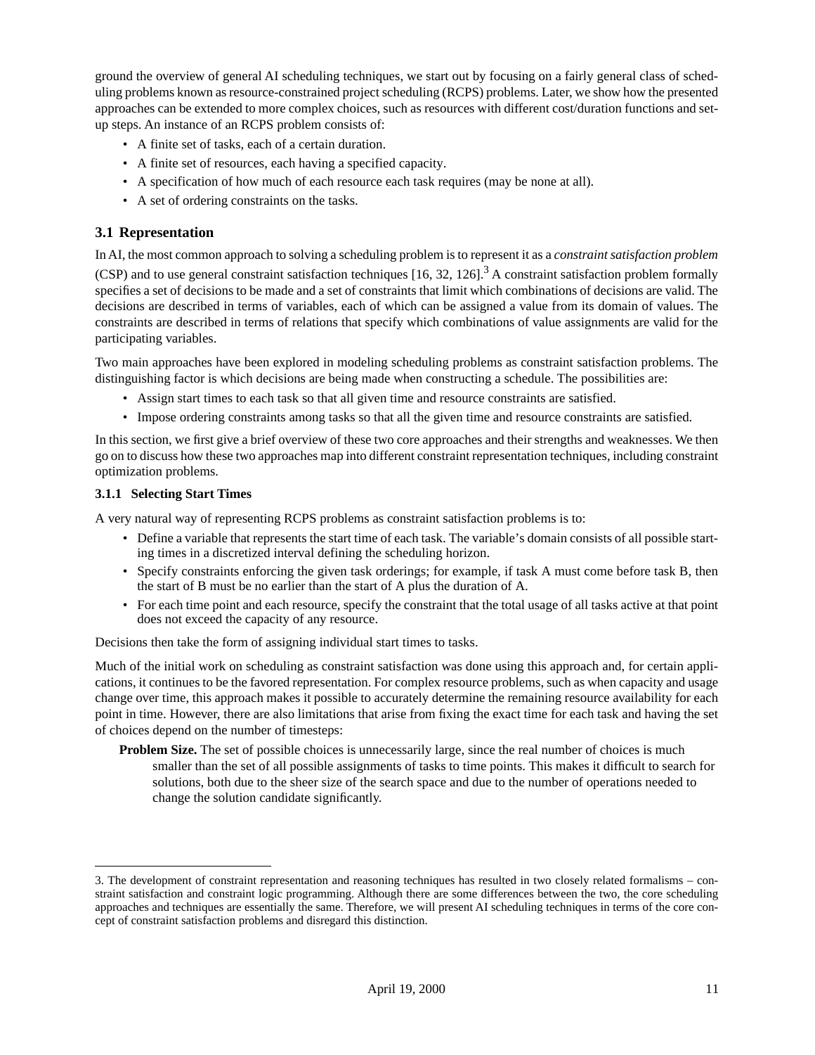ground the overview of general AI scheduling techniques, we start out by focusing on a fairly general class of scheduling problems known as resource-constrained project scheduling (RCPS) problems. Later, we show how the presented approaches can be extended to more complex choices, such as resources with different cost/duration functions and set-up steps. An instance of an RCPS problem consists of:

- A finite set of tasks, each of a certain duration.
- A finite set of resources, each having a specified capacity.
- A specification of how much of each resource each task requires (may be none at all).
- A set of ordering constraints on the tasks.

### 3.1 Representation

In AI, the most common approach to solving a scheduling problem is to represent it as a *constraint satisfaction problem* (CSP) and to use general constraint satisfaction techniques [16, 32, 126].[3] A constraint satisfaction problem formally specifies a set of decisions to be made and a set of constraints that limit which combinations of decisions are valid. The decisions are described in terms of variables, each of which can be assigned a value from its domain of values. The constraints are described in terms of relations that specify which combinations of value assignments are valid for the participating variables.

Two main approaches have been explored in modeling scheduling problems as constraint satisfaction problems. The distinguishing factor is which decisions are being made when constructing a schedule. The possibilities are:

- Assign start times to each task so that all given time and resource constraints are satisfied.
- Impose ordering constraints among tasks so that all the given time and resource constraints are satisfied.

In this section, we first give a brief overview of these two core approaches and their strengths and weaknesses. We then go on to discuss how these two approaches map into different constraint representation techniques, including constraint optimization problems.

#### 3.1.1 Selecting Start Times

A very natural way of representing RCPS problems as constraint satisfaction problems is to:

- Define a variable that represents the start time of each task. The variable's domain consists of all possible starting times in a discretized interval defining the scheduling horizon.
- Specify constraints enforcing the given task orderings; for example, if task A must come before task B, then the start of B must be no earlier than the start of A plus the duration of A.
- For each time point and each resource, specify the constraint that the total usage of all tasks active at that point does not exceed the capacity of any resource.

Decisions then take the form of assigning individual start times to tasks.

Much of the initial work on scheduling as constraint satisfaction was done using this approach and, for certain applications, it continues to be the favored representation. For complex resource problems, such as when capacity and usage change over time, this approach makes it possible to accurately determine the remaining resource availability for each point in time. However, there are also limitations that arise from fixing the exact time for each task and having the set of choices depend on the number of timesteps:

**Problem Size.** The set of possible choices is unnecessarily large, since the real number of choices is much smaller than the set of all possible assignments of tasks to time points. This makes it difficult to search for solutions, both due to the sheer size of the search space and due to the number of operations needed to change the solution candidate significantly.

---

3. The development of constraint representation and reasoning techniques has resulted in two closely related formalisms – constraint satisfaction and constraint logic programming. Although there are some differences between the two, the core scheduling approaches and techniques are essentially the same. Therefore, we will present AI scheduling techniques in terms of the core concept of constraint satisfaction problems and disregard this distinction.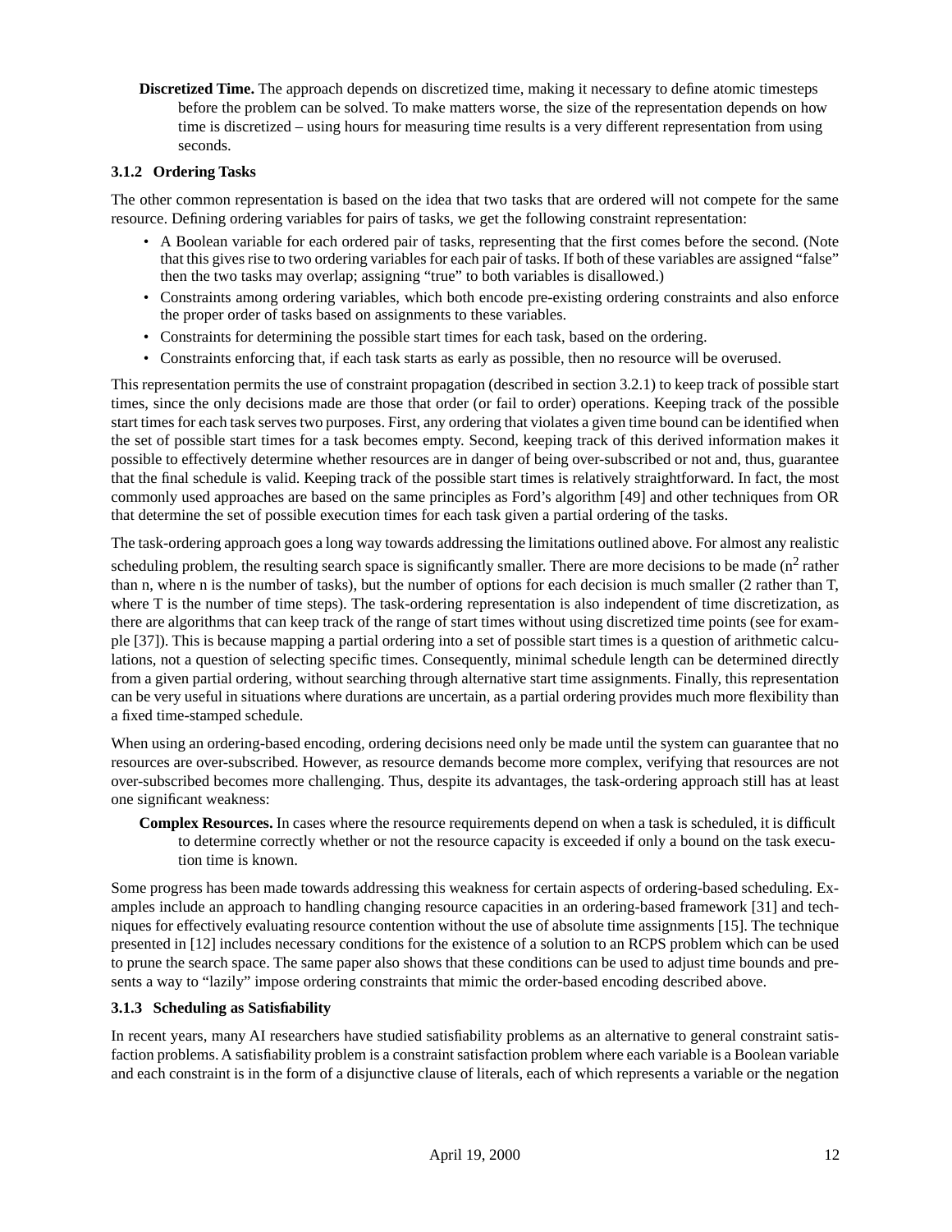**Discretized Time.** The approach depends on discretized time, making it necessary to define atomic timesteps before the problem can be solved. To make matters worse, the size of the representation depends on how time is discretized – using hours for measuring time results is a very different representation from using seconds.

### 3.1.2 Ordering Tasks

The other common representation is based on the idea that two tasks that are ordered will not compete for the same resource. Defining ordering variables for pairs of tasks, we get the following constraint representation:

- A Boolean variable for each ordered pair of tasks, representing that the first comes before the second. (Note that this gives rise to two ordering variables for each pair of tasks. If both of these variables are assigned "false" then the two tasks may overlap; assigning "true" to both variables is disallowed.)
- Constraints among ordering variables, which both encode pre-existing ordering constraints and also enforce the proper order of tasks based on assignments to these variables.
- Constraints for determining the possible start times for each task, based on the ordering.
- Constraints enforcing that, if each task starts as early as possible, then no resource will be overused.

This representation permits the use of constraint propagation (described in section 3.2.1) to keep track of possible start times, since the only decisions made are those that order (or fail to order) operations. Keeping track of the possible start times for each task serves two purposes. First, any ordering that violates a given time bound can be identified when the set of possible start times for a task becomes empty. Second, keeping track of this derived information makes it possible to effectively determine whether resources are in danger of being over-subscribed or not and, thus, guarantee that the final schedule is valid. Keeping track of the possible start times is relatively straightforward. In fact, the most commonly used approaches are based on the same principles as Ford's algorithm [49] and other techniques from OR that determine the set of possible execution times for each task given a partial ordering of the tasks.

The task-ordering approach goes a long way towards addressing the limitations outlined above. For almost any realistic scheduling problem, the resulting search space is significantly smaller. There are more decisions to be made ($n^2$ rather than n, where n is the number of tasks), but the number of options for each decision is much smaller (2 rather than T, where T is the number of time steps). The task-ordering representation is also independent of time discretization, as there are algorithms that can keep track of the range of start times without using discretized time points (see for example [37]). This is because mapping a partial ordering into a set of possible start times is a question of arithmetic calculations, not a question of selecting specific times. Consequently, minimal schedule length can be determined directly from a given partial ordering, without searching through alternative start time assignments. Finally, this representation can be very useful in situations where durations are uncertain, as a partial ordering provides much more flexibility than a fixed time-stamped schedule.

When using an ordering-based encoding, ordering decisions need only be made until the system can guarantee that no resources are over-subscribed. However, as resource demands become more complex, verifying that resources are not over-subscribed becomes more challenging. Thus, despite its advantages, the task-ordering approach still has at least one significant weakness:

**Complex Resources.** In cases where the resource requirements depend on when a task is scheduled, it is difficult to determine correctly whether or not the resource capacity is exceeded if only a bound on the task execution time is known.

Some progress has been made towards addressing this weakness for certain aspects of ordering-based scheduling. Examples include an approach to handling changing resource capacities in an ordering-based framework [31] and techniques for effectively evaluating resource contention without the use of absolute time assignments [15]. The technique presented in [12] includes necessary conditions for the existence of a solution to an RCPS problem which can be used to prune the search space. The same paper also shows that these conditions can be used to adjust time bounds and presents a way to "lazily" impose ordering constraints that mimic the order-based encoding described above.

### 3.1.3 Scheduling as Satisfiability

In recent years, many AI researchers have studied satisfiability problems as an alternative to general constraint satisfaction problems. A satisfiability problem is a constraint satisfaction problem where each variable is a Boolean variable and each constraint is in the form of a disjunctive clause of literals, each of which represents a variable or the negation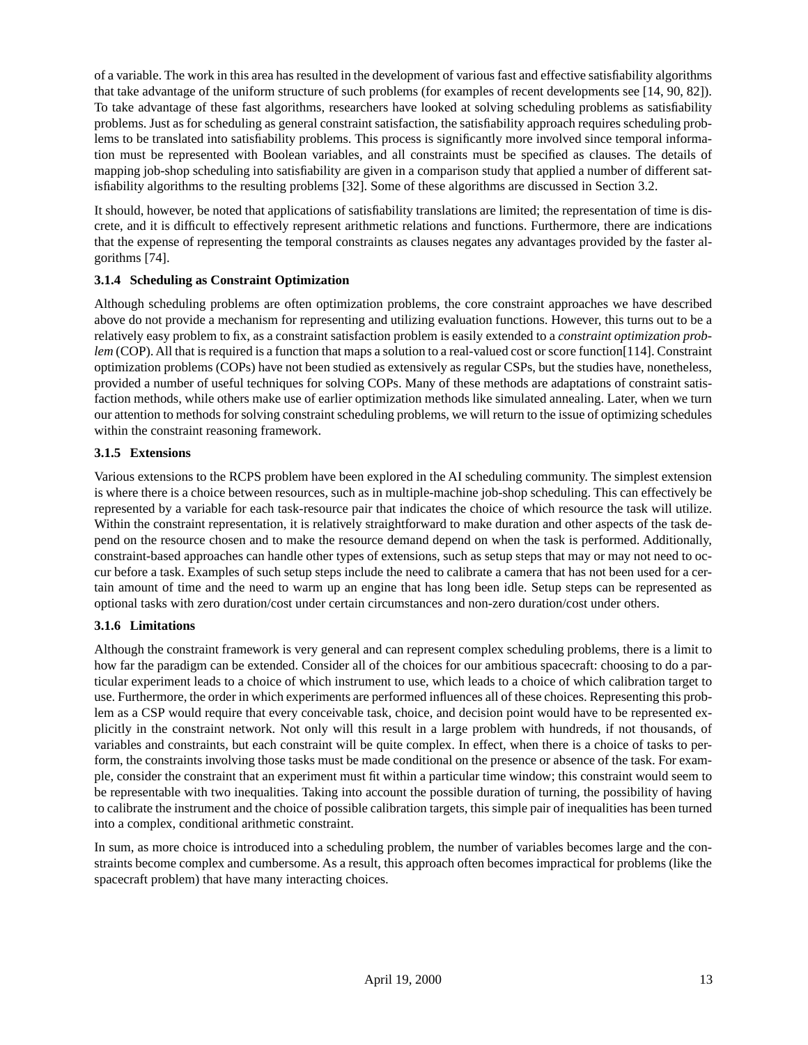of a variable. The work in this area has resulted in the development of various fast and effective satisfiability algorithms that take advantage of the uniform structure of such problems (for examples of recent developments see [14, 90, 82]). To take advantage of these fast algorithms, researchers have looked at solving scheduling problems as satisfiability problems. Just as for scheduling as general constraint satisfaction, the satisfiability approach requires scheduling problems to be translated into satisfiability problems. This process is significantly more involved since temporal information must be represented with Boolean variables, and all constraints must be specified as clauses. The details of mapping job-shop scheduling into satisfiability are given in a comparison study that applied a number of different satisfiability algorithms to the resulting problems [32]. Some of these algorithms are discussed in Section 3.2.

It should, however, be noted that applications of satisfiability translations are limited; the representation of time is discrete, and it is difficult to effectively represent arithmetic relations and functions. Furthermore, there are indications that the expense of representing the temporal constraints as clauses negates any advantages provided by the faster algorithms [74].

#### 3.1.4 Scheduling as Constraint Optimization

Although scheduling problems are often optimization problems, the core constraint approaches we have described above do not provide a mechanism for representing and utilizing evaluation functions. However, this turns out to be a relatively easy problem to fix, as a constraint satisfaction problem is easily extended to a *constraint optimization problem* (COP). All that is required is a function that maps a solution to a real-valued cost or score function[114]. Constraint optimization problems (COPs) have not been studied as extensively as regular CSPs, but the studies have, nonetheless, provided a number of useful techniques for solving COPs. Many of these methods are adaptations of constraint satisfaction methods, while others make use of earlier optimization methods like simulated annealing. Later, when we turn our attention to methods for solving constraint scheduling problems, we will return to the issue of optimizing schedules within the constraint reasoning framework.

#### 3.1.5 Extensions

Various extensions to the RCPS problem have been explored in the AI scheduling community. The simplest extension is where there is a choice between resources, such as in multiple-machine job-shop scheduling. This can effectively be represented by a variable for each task-resource pair that indicates the choice of which resource the task will utilize. Within the constraint representation, it is relatively straightforward to make duration and other aspects of the task depend on the resource chosen and to make the resource demand depend on when the task is performed. Additionally, constraint-based approaches can handle other types of extensions, such as setup steps that may or may not need to occur before a task. Examples of such setup steps include the need to calibrate a camera that has not been used for a certain amount of time and the need to warm up an engine that has long been idle. Setup steps can be represented as optional tasks with zero duration/cost under certain circumstances and non-zero duration/cost under others.

#### 3.1.6 Limitations

Although the constraint framework is very general and can represent complex scheduling problems, there is a limit to how far the paradigm can be extended. Consider all of the choices for our ambitious spacecraft: choosing to do a particular experiment leads to a choice of which instrument to use, which leads to a choice of which calibration target to use. Furthermore, the order in which experiments are performed influences all of these choices. Representing this problem as a CSP would require that every conceivable task, choice, and decision point would have to be represented explicitly in the constraint network. Not only will this result in a large problem with hundreds, if not thousands, of variables and constraints, but each constraint will be quite complex. In effect, when there is a choice of tasks to perform, the constraints involving those tasks must be made conditional on the presence or absence of the task. For example, consider the constraint that an experiment must fit within a particular time window; this constraint would seem to be representable with two inequalities. Taking into account the possible duration of turning, the possibility of having to calibrate the instrument and the choice of possible calibration targets, this simple pair of inequalities has been turned into a complex, conditional arithmetic constraint.

In sum, as more choice is introduced into a scheduling problem, the number of variables becomes large and the constraints become complex and cumbersome. As a result, this approach often becomes impractical for problems (like the spacecraft problem) that have many interacting choices.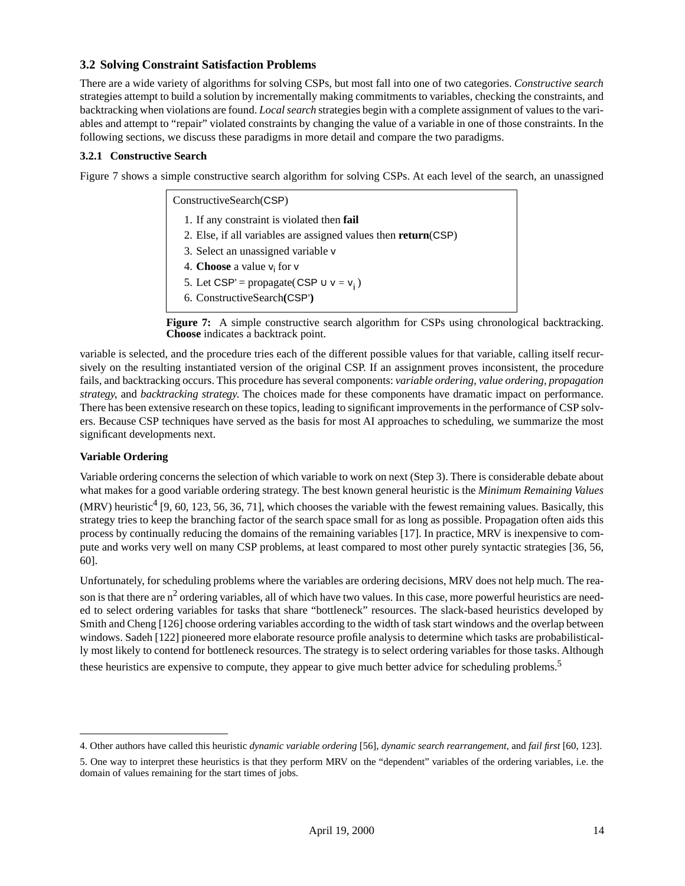### 3.2 Solving Constraint Satisfaction Problems

There are a wide variety of algorithms for solving CSPs, but most fall into one of two categories. *Constructive search* strategies attempt to build a solution by incrementally making commitments to variables, checking the constraints, and backtracking when violations are found. *Local search* strategies begin with a complete assignment of values to the variables and attempt to "repair" violated constraints by changing the value of a variable in one of those constraints. In the following sections, we discuss these paradigms in more detail and compare the two paradigms.

#### 3.2.1 Constructive Search

Figure 7 shows a simple constructive search algorithm for solving CSPs. At each level of the search, an unassigned

```
ConstructiveSearch(CSP)
  1. If any constraint is violated then fail
  2. Else, if all variables are assigned values then return(CSP)
  3. Select an unassigned variable v
  4. Choose a value v_i for v
  5. Let CSP' = propagate( CSP ∪ v = v_i )
  6. ConstructiveSearch(CSP')
```

**Figure 7:** A simple constructive search algorithm for CSPs using chronological backtracking. **Choose** indicates a backtrack point.

variable is selected, and the procedure tries each of the different possible values for that variable, calling itself recursively on the resulting instantiated version of the original CSP. If an assignment proves inconsistent, the procedure fails, and backtracking occurs. This procedure has several components: *variable ordering*, *value ordering*, *propagation strategy*, and *backtracking strategy.* The choices made for these components have dramatic impact on performance. There has been extensive research on these topics, leading to significant improvements in the performance of CSP solvers. Because CSP techniques have served as the basis for most AI approaches to scheduling, we summarize the most significant developments next.

**Variable Ordering**

Variable ordering concerns the selection of which variable to work on next (Step 3). There is considerable debate about what makes for a good variable ordering strategy. The best known general heuristic is the *Minimum Remaining Values* (MRV) heuristic[4] [9, 60, 123, 56, 36, 71], which chooses the variable with the fewest remaining values. Basically, this strategy tries to keep the branching factor of the search space small for as long as possible. Propagation often aids this process by continually reducing the domains of the remaining variables [17]. In practice, MRV is inexpensive to compute and works very well on many CSP problems, at least compared to most other purely syntactic strategies [36, 56, 60].

Unfortunately, for scheduling problems where the variables are ordering decisions, MRV does not help much. The reason is that there are $n^2$ ordering variables, all of which have two values. In this case, more powerful heuristics are needed to select ordering variables for tasks that share "bottleneck" resources. The slack-based heuristics developed by Smith and Cheng [126] choose ordering variables according to the width of task start windows and the overlap between windows. Sadeh [122] pioneered more elaborate resource profile analysis to determine which tasks are probabilistically most likely to contend for bottleneck resources. The strategy is to select ordering variables for those tasks. Although these heuristics are expensive to compute, they appear to give much better advice for scheduling problems.[5]

---

4. Other authors have called this heuristic *dynamic variable ordering* [56], *dynamic search rearrangement*, and *fail first* [60, 123].

5. One way to interpret these heuristics is that they perform MRV on the "dependent" variables of the ordering variables, i.e. the domain of values remaining for the start times of jobs.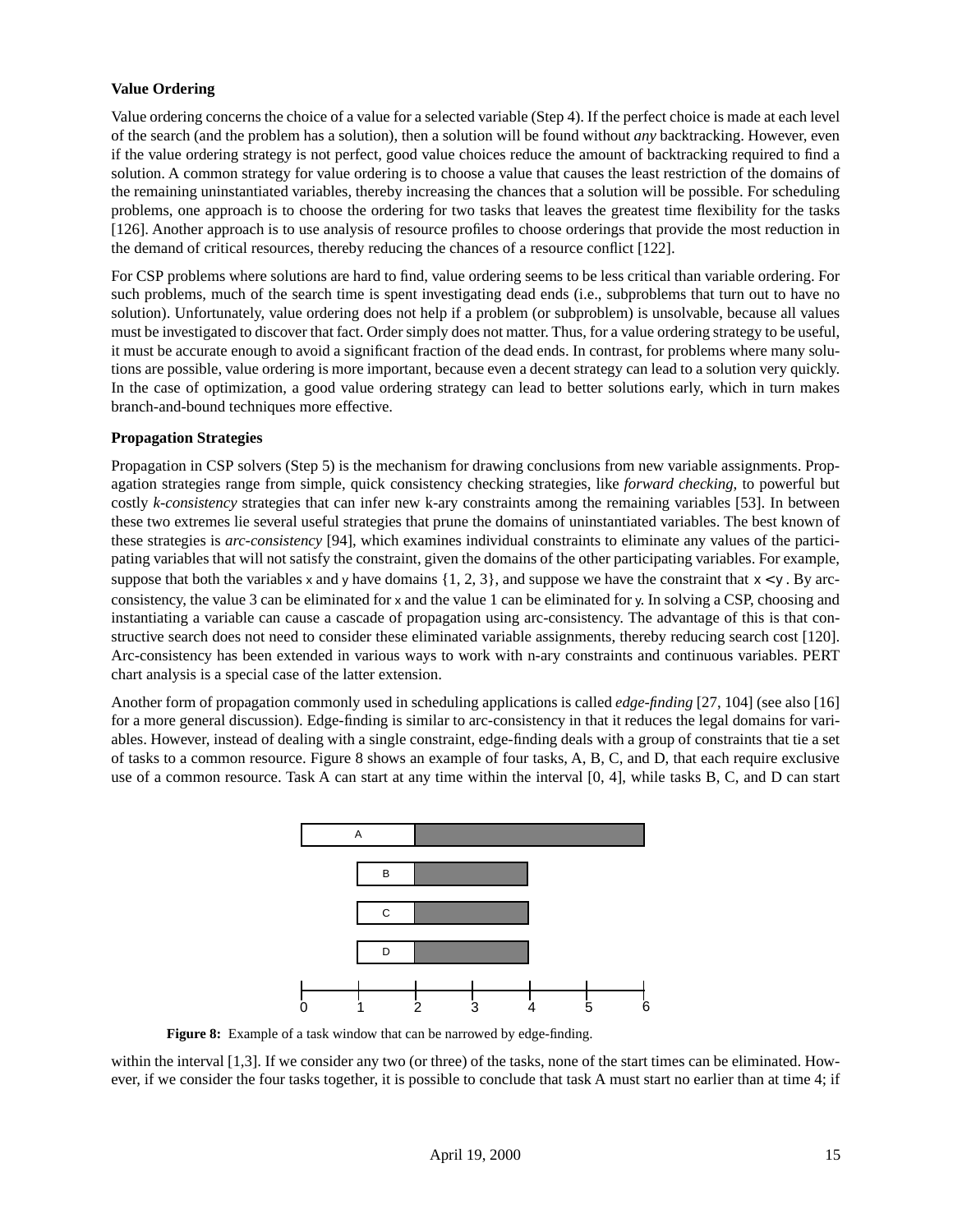### Value Ordering

Value ordering concerns the choice of a value for a selected variable (Step 4). If the perfect choice is made at each level of the search (and the problem has a solution), then a solution will be found without *any* backtracking. However, even if the value ordering strategy is not perfect, good value choices reduce the amount of backtracking required to find a solution. A common strategy for value ordering is to choose a value that causes the least restriction of the domains of the remaining uninstantiated variables, thereby increasing the chances that a solution will be possible. For scheduling problems, one approach is to choose the ordering for two tasks that leaves the greatest time flexibility for the tasks [126]. Another approach is to use analysis of resource profiles to choose orderings that provide the most reduction in the demand of critical resources, thereby reducing the chances of a resource conflict [122].

For CSP problems where solutions are hard to find, value ordering seems to be less critical than variable ordering. For such problems, much of the search time is spent investigating dead ends (i.e., subproblems that turn out to have no solution). Unfortunately, value ordering does not help if a problem (or subproblem) is unsolvable, because all values must be investigated to discover that fact. Order simply does not matter. Thus, for a value ordering strategy to be useful, it must be accurate enough to avoid a significant fraction of the dead ends. In contrast, for problems where many solutions are possible, value ordering is more important, because even a decent strategy can lead to a solution very quickly. In the case of optimization, a good value ordering strategy can lead to better solutions early, which in turn makes branch-and-bound techniques more effective.

### Propagation Strategies

Propagation in CSP solvers (Step 5) is the mechanism for drawing conclusions from new variable assignments. Propagation strategies range from simple, quick consistency checking strategies, like *forward checking*, to powerful but costly *k-consistency* strategies that can infer new k-ary constraints among the remaining variables [53]. In between these two extremes lie several useful strategies that prune the domains of uninstantiated variables. The best known of these strategies is *arc-consistency* [94], which examines individual constraints to eliminate any values of the participating variables that will not satisfy the constraint, given the domains of the other participating variables. For example, suppose that both the variables $x$ and $y$ have domains {1, 2, 3}, and suppose we have the constraint that $x < y$. By arc-consistency, the value 3 can be eliminated for $x$ and the value 1 can be eliminated for $y$. In solving a CSP, choosing and instantiating a variable can cause a cascade of propagation using arc-consistency. The advantage of this is that constructive search does not need to consider these eliminated variable assignments, thereby reducing search cost [120]. Arc-consistency has been extended in various ways to work with n-ary constraints and continuous variables. PERT chart analysis is a special case of the latter extension.

Another form of propagation commonly used in scheduling applications is called *edge-finding* [27, 104] (see also [16] for a more general discussion). Edge-finding is similar to arc-consistency in that it reduces the legal domains for variables. However, instead of dealing with a single constraint, edge-finding deals with a group of constraints that tie a set of tasks to a common resource. Figure 8 shows an example of four tasks, A, B, C, and D, that each require exclusive use of a common resource. Task A can start at any time within the interval [0, 4], while tasks B, C, and D can start within the interval [1,3]. If we consider any two (or three) of the tasks, none of the start times can be eliminated. However, if we consider the four tasks together, it is possible to conclude that task A must start no earlier than at time 4; if

**Figure 8:** Example of a task window that can be narrowed by edge-finding.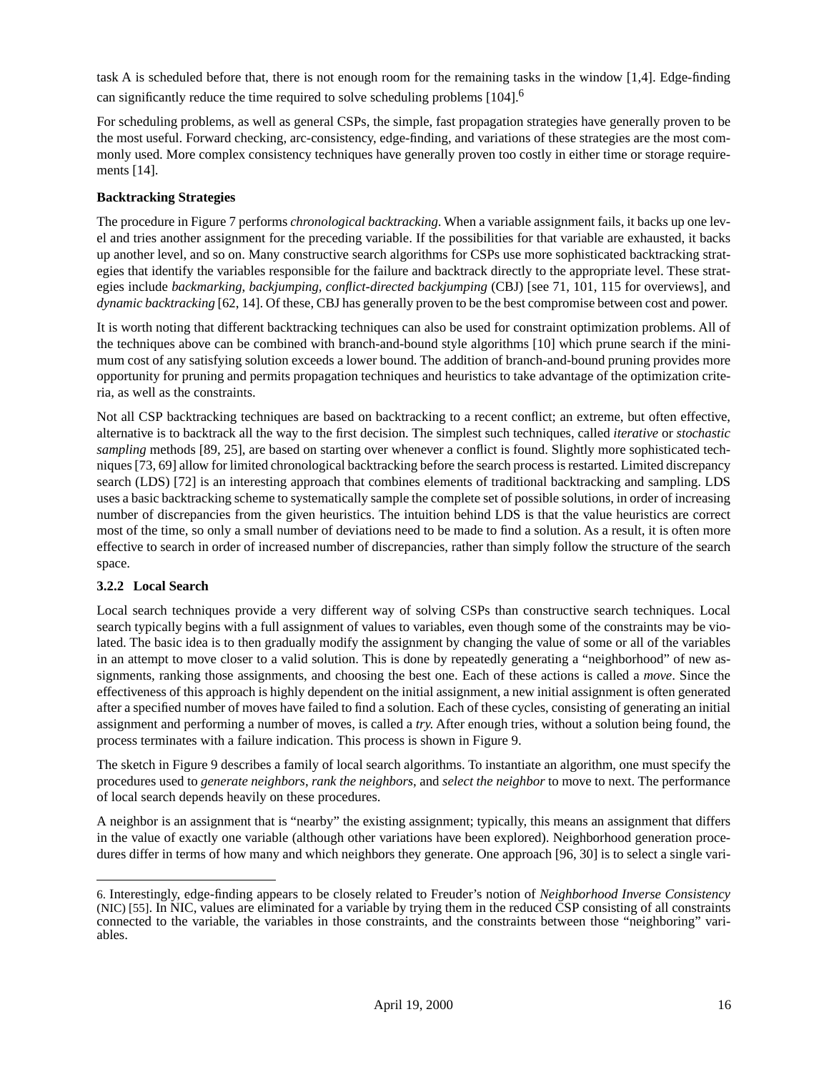task A is scheduled before that, there is not enough room for the remaining tasks in the window [1,4]. Edge-finding can significantly reduce the time required to solve scheduling problems [104].[6]

For scheduling problems, as well as general CSPs, the simple, fast propagation strategies have generally proven to be the most useful. Forward checking, arc-consistency, edge-finding, and variations of these strategies are the most commonly used. More complex consistency techniques have generally proven too costly in either time or storage requirements [14].

**Backtracking Strategies**

The procedure in Figure 7 performs *chronological backtracking*. When a variable assignment fails, it backs up one level and tries another assignment for the preceding variable. If the possibilities for that variable are exhausted, it backs up another level, and so on. Many constructive search algorithms for CSPs use more sophisticated backtracking strategies that identify the variables responsible for the failure and backtrack directly to the appropriate level. These strategies include *backmarking*, *backjumping*, *conflict-directed backjumping* (CBJ) [see 71, 101, 115 for overviews], and *dynamic backtracking* [62, 14]. Of these, CBJ has generally proven to be the best compromise between cost and power.

It is worth noting that different backtracking techniques can also be used for constraint optimization problems. All of the techniques above can be combined with branch-and-bound style algorithms [10] which prune search if the minimum cost of any satisfying solution exceeds a lower bound. The addition of branch-and-bound pruning provides more opportunity for pruning and permits propagation techniques and heuristics to take advantage of the optimization criteria, as well as the constraints.

Not all CSP backtracking techniques are based on backtracking to a recent conflict; an extreme, but often effective, alternative is to backtrack all the way to the first decision. The simplest such techniques, called *iterative* or *stochastic sampling* methods [89, 25], are based on starting over whenever a conflict is found. Slightly more sophisticated techniques [73, 69] allow for limited chronological backtracking before the search process is restarted. Limited discrepancy search (LDS) [72] is an interesting approach that combines elements of traditional backtracking and sampling. LDS uses a basic backtracking scheme to systematically sample the complete set of possible solutions, in order of increasing number of discrepancies from the given heuristics. The intuition behind LDS is that the value heuristics are correct most of the time, so only a small number of deviations need to be made to find a solution. As a result, it is often more effective to search in order of increased number of discrepancies, rather than simply follow the structure of the search space.

### 3.2.2 Local Search

Local search techniques provide a very different way of solving CSPs than constructive search techniques. Local search typically begins with a full assignment of values to variables, even though some of the constraints may be violated. The basic idea is to then gradually modify the assignment by changing the value of some or all of the variables in an attempt to move closer to a valid solution. This is done by repeatedly generating a "neighborhood" of new assignments, ranking those assignments, and choosing the best one. Each of these actions is called a *move*. Since the effectiveness of this approach is highly dependent on the initial assignment, a new initial assignment is often generated after a specified number of moves have failed to find a solution. Each of these cycles, consisting of generating an initial assignment and performing a number of moves, is called a *try.* After enough tries, without a solution being found, the process terminates with a failure indication. This process is shown in Figure 9.

The sketch in Figure 9 describes a family of local search algorithms. To instantiate an algorithm, one must specify the procedures used to *generate neighbors*, *rank the neighbors*, and *select the neighbor* to move to next. The performance of local search depends heavily on these procedures.

A neighbor is an assignment that is "nearby" the existing assignment; typically, this means an assignment that differs in the value of exactly one variable (although other variations have been explored). Neighborhood generation procedures differ in terms of how many and which neighbors they generate. One approach [96, 30] is to select a single vari-

6. Interestingly, edge-finding appears to be closely related to Freuder's notion of *Neighborhood Inverse Consistency* (NIC) [55]. In NIC, values are eliminated for a variable by trying them in the reduced CSP consisting of all constraints connected to the variable, the variables in those constraints, and the constraints between those "neighboring" variables.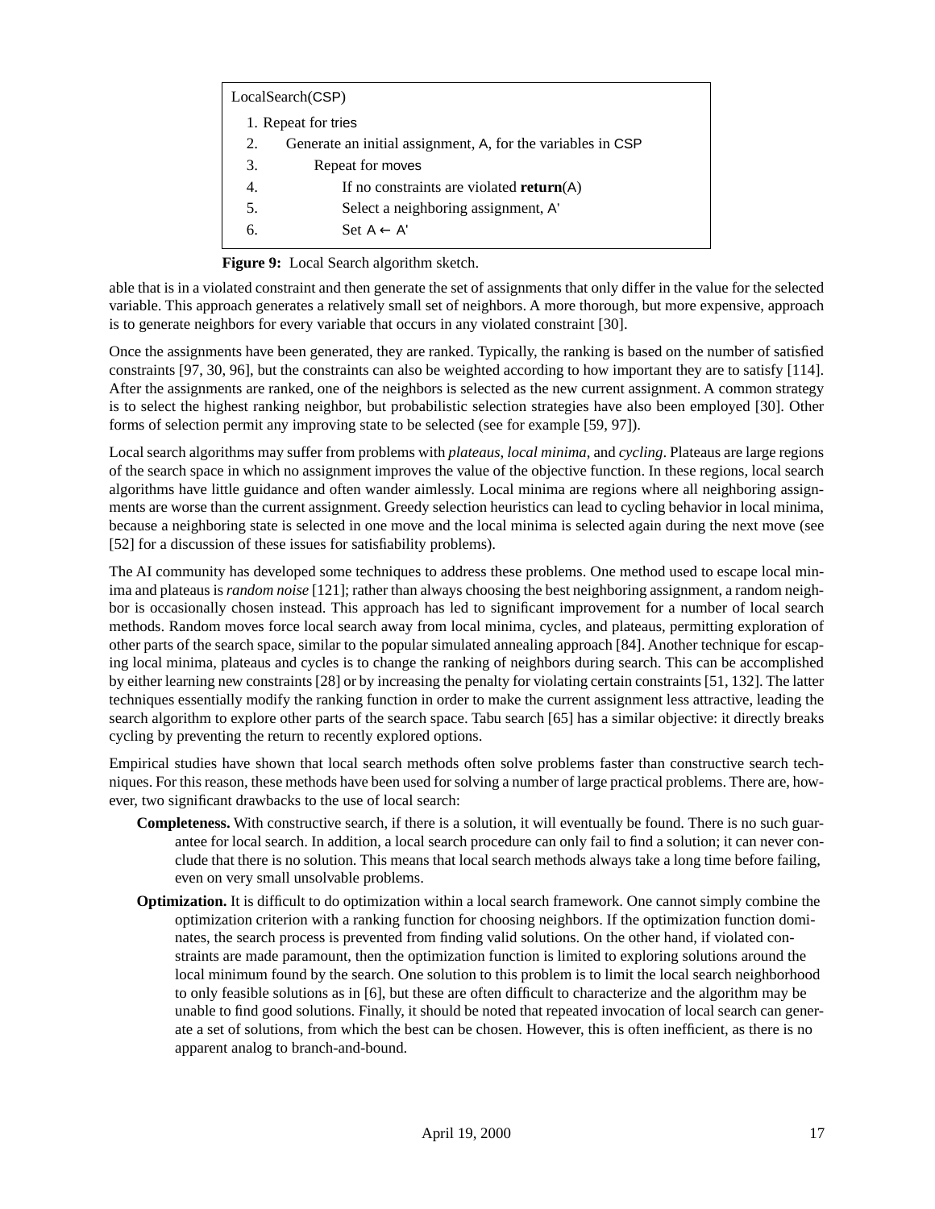```
LocalSearch(CSP)
1. Repeat for tries
2.     Generate an initial assignment, A, for the variables in CSP
3.         Repeat for moves
4.             If no constraints are violated return(A)
5.             Select a neighboring assignment, A'
6.             Set A ← A'
```

**Figure 9:** Local Search algorithm sketch.

able that is in a violated constraint and then generate the set of assignments that only differ in the value for the selected variable. This approach generates a relatively small set of neighbors. A more thorough, but more expensive, approach is to generate neighbors for every variable that occurs in any violated constraint [30].

Once the assignments have been generated, they are ranked. Typically, the ranking is based on the number of satisfied constraints [97, 30, 96], but the constraints can also be weighted according to how important they are to satisfy [114]. After the assignments are ranked, one of the neighbors is selected as the new current assignment. A common strategy is to select the highest ranking neighbor, but probabilistic selection strategies have also been employed [30]. Other forms of selection permit any improving state to be selected (see for example [59, 97]).

Local search algorithms may suffer from problems with *plateaus*, *local minima*, and *cycling*. Plateaus are large regions of the search space in which no assignment improves the value of the objective function. In these regions, local search algorithms have little guidance and often wander aimlessly. Local minima are regions where all neighboring assignments are worse than the current assignment. Greedy selection heuristics can lead to cycling behavior in local minima, because a neighboring state is selected in one move and the local minima is selected again during the next move (see [52] for a discussion of these issues for satisfiability problems).

The AI community has developed some techniques to address these problems. One method used to escape local minima and plateaus is *random noise* [121]; rather than always choosing the best neighboring assignment, a random neighbor is occasionally chosen instead. This approach has led to significant improvement for a number of local search methods. Random moves force local search away from local minima, cycles, and plateaus, permitting exploration of other parts of the search space, similar to the popular simulated annealing approach [84]. Another technique for escaping local minima, plateaus and cycles is to change the ranking of neighbors during search. This can be accomplished by either learning new constraints [28] or by increasing the penalty for violating certain constraints [51, 132]. The latter techniques essentially modify the ranking function in order to make the current assignment less attractive, leading the search algorithm to explore other parts of the search space. Tabu search [65] has a similar objective: it directly breaks cycling by preventing the return to recently explored options.

Empirical studies have shown that local search methods often solve problems faster than constructive search techniques. For this reason, these methods have been used for solving a number of large practical problems. There are, however, two significant drawbacks to the use of local search:

**Completeness.** With constructive search, if there is a solution, it will eventually be found. There is no such guarantee for local search. In addition, a local search procedure can only fail to find a solution; it can never conclude that there is no solution. This means that local search methods always take a long time before failing, even on very small unsolvable problems.

**Optimization.** It is difficult to do optimization within a local search framework. One cannot simply combine the optimization criterion with a ranking function for choosing neighbors. If the optimization function dominates, the search process is prevented from finding valid solutions. On the other hand, if violated constraints are made paramount, then the optimization function is limited to exploring solutions around the local minimum found by the search. One solution to this problem is to limit the local search neighborhood to only feasible solutions as in [6], but these are often difficult to characterize and the algorithm may be unable to find good solutions. Finally, it should be noted that repeated invocation of local search can generate a set of solutions, from which the best can be chosen. However, this is often inefficient, as there is no apparent analog to branch-and-bound.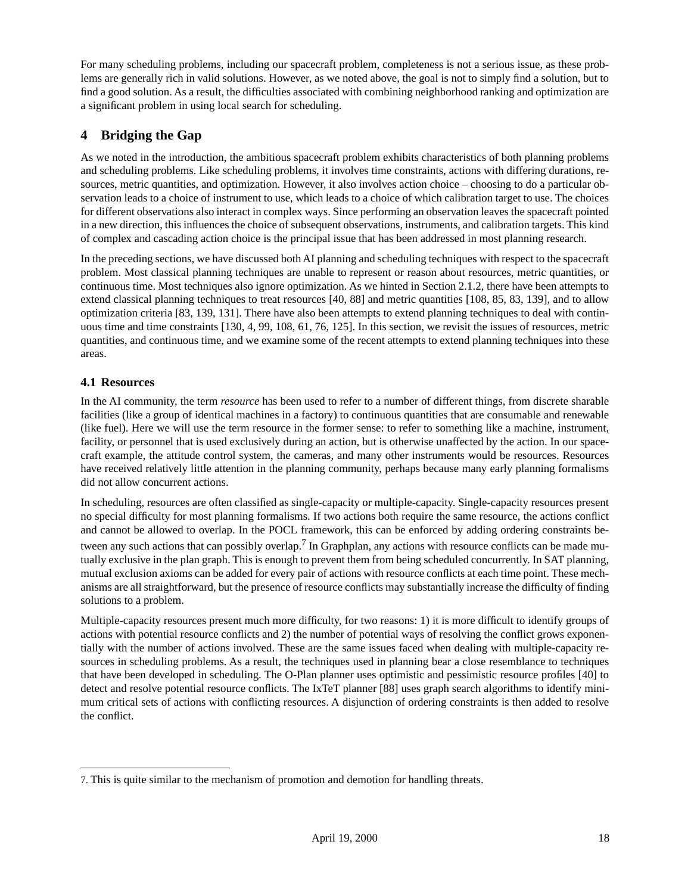For many scheduling problems, including our spacecraft problem, completeness is not a serious issue, as these problems are generally rich in valid solutions. However, as we noted above, the goal is not to simply find a solution, but to find a good solution. As a result, the difficulties associated with combining neighborhood ranking and optimization are a significant problem in using local search for scheduling.

## 4 Bridging the Gap

As we noted in the introduction, the ambitious spacecraft problem exhibits characteristics of both planning problems and scheduling problems. Like scheduling problems, it involves time constraints, actions with differing durations, resources, metric quantities, and optimization. However, it also involves action choice – choosing to do a particular observation leads to a choice of instrument to use, which leads to a choice of which calibration target to use. The choices for different observations also interact in complex ways. Since performing an observation leaves the spacecraft pointed in a new direction, this influences the choice of subsequent observations, instruments, and calibration targets. This kind of complex and cascading action choice is the principal issue that has been addressed in most planning research.

In the preceding sections, we have discussed both AI planning and scheduling techniques with respect to the spacecraft problem. Most classical planning techniques are unable to represent or reason about resources, metric quantities, or continuous time. Most techniques also ignore optimization. As we hinted in Section 2.1.2, there have been attempts to extend classical planning techniques to treat resources [40, 88] and metric quantities [108, 85, 83, 139], and to allow optimization criteria [83, 139, 131]. There have also been attempts to extend planning techniques to deal with continuous time and time constraints [130, 4, 99, 108, 61, 76, 125]. In this section, we revisit the issues of resources, metric quantities, and continuous time, and we examine some of the recent attempts to extend planning techniques into these areas.

### 4.1 Resources

In the AI community, the term *resource* has been used to refer to a number of different things, from discrete sharable facilities (like a group of identical machines in a factory) to continuous quantities that are consumable and renewable (like fuel). Here we will use the term resource in the former sense: to refer to something like a machine, instrument, facility, or personnel that is used exclusively during an action, but is otherwise unaffected by the action. In our spacecraft example, the attitude control system, the cameras, and many other instruments would be resources. Resources have received relatively little attention in the planning community, perhaps because many early planning formalisms did not allow concurrent actions.

In scheduling, resources are often classified as single-capacity or multiple-capacity. Single-capacity resources present no special difficulty for most planning formalisms. If two actions both require the same resource, the actions conflict and cannot be allowed to overlap. In the POCL framework, this can be enforced by adding ordering constraints between any such actions that can possibly overlap.[7] In Graphplan, any actions with resource conflicts can be made mutually exclusive in the plan graph. This is enough to prevent them from being scheduled concurrently. In SAT planning, mutual exclusion axioms can be added for every pair of actions with resource conflicts at each time point. These mechanisms are all straightforward, but the presence of resource conflicts may substantially increase the difficulty of finding solutions to a problem.

Multiple-capacity resources present much more difficulty, for two reasons: 1) it is more difficult to identify groups of actions with potential resource conflicts and 2) the number of potential ways of resolving the conflict grows exponentially with the number of actions involved. These are the same issues faced when dealing with multiple-capacity resources in scheduling problems. As a result, the techniques used in planning bear a close resemblance to techniques that have been developed in scheduling. The O-Plan planner uses optimistic and pessimistic resource profiles [40] to detect and resolve potential resource conflicts. The IxTeT planner [88] uses graph search algorithms to identify minimum critical sets of actions with conflicting resources. A disjunction of ordering constraints is then added to resolve the conflict.

7. This is quite similar to the mechanism of promotion and demotion for handling threats.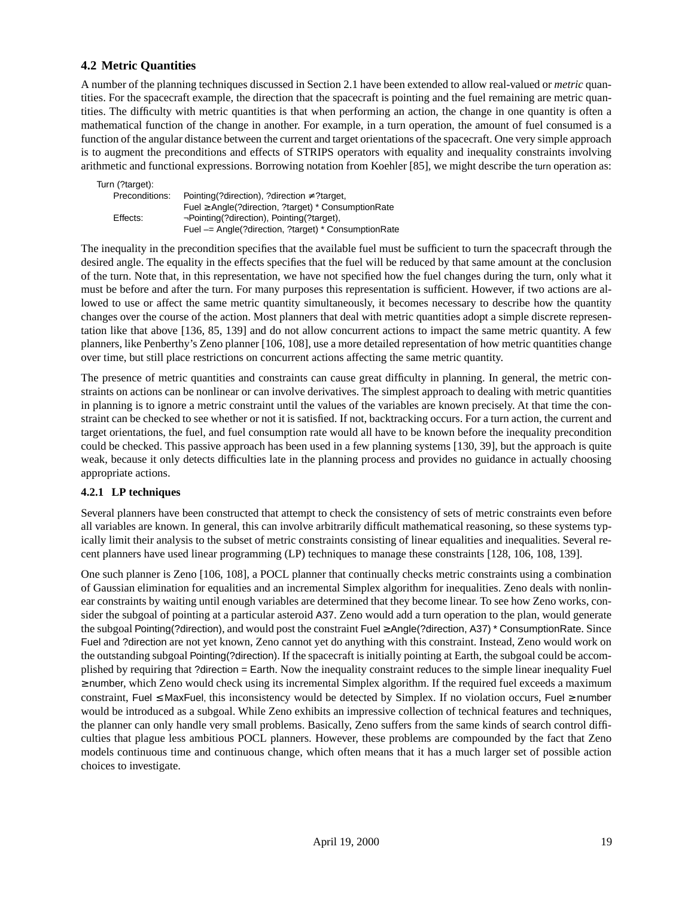### 4.2 Metric Quantities

A number of the planning techniques discussed in Section 2.1 have been extended to allow real-valued or *metric* quantities. For the spacecraft example, the direction that the spacecraft is pointing and the fuel remaining are metric quantities. The difficulty with metric quantities is that when performing an action, the change in one quantity is often a mathematical function of the change in another. For example, in a turn operation, the amount of fuel consumed is a function of the angular distance between the current and target orientations of the spacecraft. One very simple approach is to augment the preconditions and effects of STRIPS operators with equality and inequality constraints involving arithmetic and functional expressions. Borrowing notation from Koehler [85], we might describe the turn operation as:

```
Turn (?target):
    Preconditions:   Pointing(?direction), ?direction ≠ ?target,
                     Fuel ≥ Angle(?direction, ?target) * ConsumptionRate
    Effects:         ¬Pointing(?direction), Pointing(?target),
                     Fuel –= Angle(?direction, ?target) * ConsumptionRate
```

The inequality in the precondition specifies that the available fuel must be sufficient to turn the spacecraft through the desired angle. The equality in the effects specifies that the fuel will be reduced by that same amount at the conclusion of the turn. Note that, in this representation, we have not specified how the fuel changes during the turn, only what it must be before and after the turn. For many purposes this representation is sufficient. However, if two actions are allowed to use or affect the same metric quantity simultaneously, it becomes necessary to describe how the quantity changes over the course of the action. Most planners that deal with metric quantities adopt a simple discrete representation like that above [136, 85, 139] and do not allow concurrent actions to impact the same metric quantity. A few planners, like Penberthy's Zeno planner [106, 108], use a more detailed representation of how metric quantities change over time, but still place restrictions on concurrent actions affecting the same metric quantity.

The presence of metric quantities and constraints can cause great difficulty in planning. In general, the metric constraints on actions can be nonlinear or can involve derivatives. The simplest approach to dealing with metric quantities in planning is to ignore a metric constraint until the values of the variables are known precisely. At that time the constraint can be checked to see whether or not it is satisfied. If not, backtracking occurs. For a turn action, the current and target orientations, the fuel, and fuel consumption rate would all have to be known before the inequality precondition could be checked. This passive approach has been used in a few planning systems [130, 39], but the approach is quite weak, because it only detects difficulties late in the planning process and provides no guidance in actually choosing appropriate actions.

#### 4.2.1 LP techniques

Several planners have been constructed that attempt to check the consistency of sets of metric constraints even before all variables are known. In general, this can involve arbitrarily difficult mathematical reasoning, so these systems typically limit their analysis to the subset of metric constraints consisting of linear equalities and inequalities. Several recent planners have used linear programming (LP) techniques to manage these constraints [128, 106, 108, 139].

One such planner is Zeno [106, 108], a POCL planner that continually checks metric constraints using a combination of Gaussian elimination for equalities and an incremental Simplex algorithm for inequalities. Zeno deals with nonlinear constraints by waiting until enough variables are determined that they become linear. To see how Zeno works, consider the subgoal of pointing at a particular asteroid A37. Zeno would add a turn operation to the plan, would generate the subgoal Pointing(?direction), and would post the constraint Fuel ≥ Angle(?direction, A37) * ConsumptionRate. Since Fuel and ?direction are not yet known, Zeno cannot yet do anything with this constraint. Instead, Zeno would work on the outstanding subgoal Pointing(?direction). If the spacecraft is initially pointing at Earth, the subgoal could be accomplished by requiring that ?direction = Earth. Now the inequality constraint reduces to the simple linear inequality Fuel ≥ number, which Zeno would check using its incremental Simplex algorithm. If the required fuel exceeds a maximum constraint, Fuel ≤ MaxFuel, this inconsistency would be detected by Simplex. If no violation occurs, Fuel ≥ number would be introduced as a subgoal. While Zeno exhibits an impressive collection of technical features and techniques, the planner can only handle very small problems. Basically, Zeno suffers from the same kinds of search control difficulties that plague less ambitious POCL planners. However, these problems are compounded by the fact that Zeno models continuous time and continuous change, which often means that it has a much larger set of possible action choices to investigate.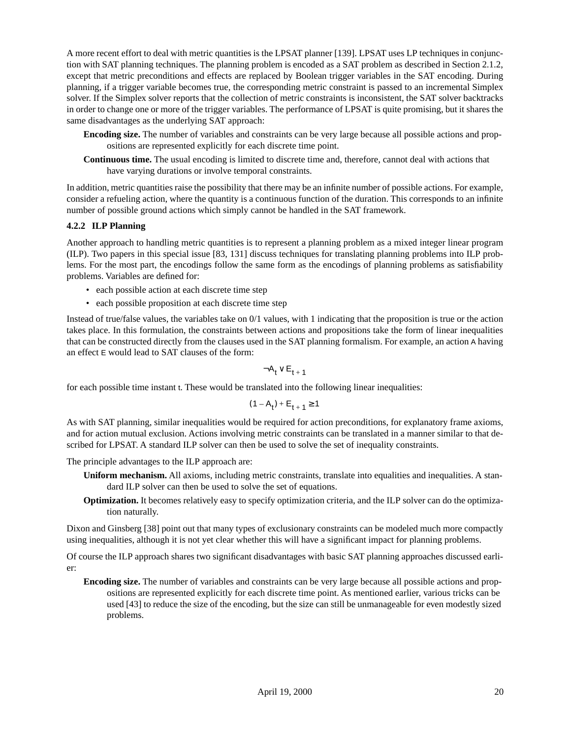A more recent effort to deal with metric quantities is the LPSAT planner [139]. LPSAT uses LP techniques in conjunction with SAT planning techniques. The planning problem is encoded as a SAT problem as described in Section 2.1.2, except that metric preconditions and effects are replaced by Boolean trigger variables in the SAT encoding. During planning, if a trigger variable becomes true, the corresponding metric constraint is passed to an incremental Simplex solver. If the Simplex solver reports that the collection of metric constraints is inconsistent, the SAT solver backtracks in order to change one or more of the trigger variables. The performance of LPSAT is quite promising, but it shares the same disadvantages as the underlying SAT approach:

**Encoding size.** The number of variables and constraints can be very large because all possible actions and propositions are represented explicitly for each discrete time point.

**Continuous time.** The usual encoding is limited to discrete time and, therefore, cannot deal with actions that have varying durations or involve temporal constraints.

In addition, metric quantities raise the possibility that there may be an infinite number of possible actions. For example, consider a refueling action, where the quantity is a continuous function of the duration. This corresponds to an infinite number of possible ground actions which simply cannot be handled in the SAT framework.

### 4.2.2 ILP Planning

Another approach to handling metric quantities is to represent a planning problem as a mixed integer linear program (ILP). Two papers in this special issue [83, 131] discuss techniques for translating planning problems into ILP problems. For the most part, the encodings follow the same form as the encodings of planning problems as satisfiability problems. Variables are defined for:

- each possible action at each discrete time step
- each possible proposition at each discrete time step

Instead of true/false values, the variables take on 0/1 values, with 1 indicating that the proposition is true or the action takes place. In this formulation, the constraints between actions and propositions take the form of linear inequalities that can be constructed directly from the clauses used in the SAT planning formalism. For example, an action $A$ having an effect $E$ would lead to SAT clauses of the form:

$$\neg A_t \vee E_{t+1}$$

for each possible time instant $t$. These would be translated into the following linear inequalities:

$$(1 - A_t) + E_{t+1} \geq 1$$

As with SAT planning, similar inequalities would be required for action preconditions, for explanatory frame axioms, and for action mutual exclusion. Actions involving metric constraints can be translated in a manner similar to that described for LPSAT. A standard ILP solver can then be used to solve the set of inequality constraints.

The principle advantages to the ILP approach are:

**Uniform mechanism.** All axioms, including metric constraints, translate into equalities and inequalities. A standard ILP solver can then be used to solve the set of equations.

**Optimization.** It becomes relatively easy to specify optimization criteria, and the ILP solver can do the optimization naturally.

Dixon and Ginsberg [38] point out that many types of exclusionary constraints can be modeled much more compactly using inequalities, although it is not yet clear whether this will have a significant impact for planning problems.

Of course the ILP approach shares two significant disadvantages with basic SAT planning approaches discussed earlier:

**Encoding size.** The number of variables and constraints can be very large because all possible actions and propositions are represented explicitly for each discrete time point. As mentioned earlier, various tricks can be used [43] to reduce the size of the encoding, but the size can still be unmanageable for even modestly sized problems.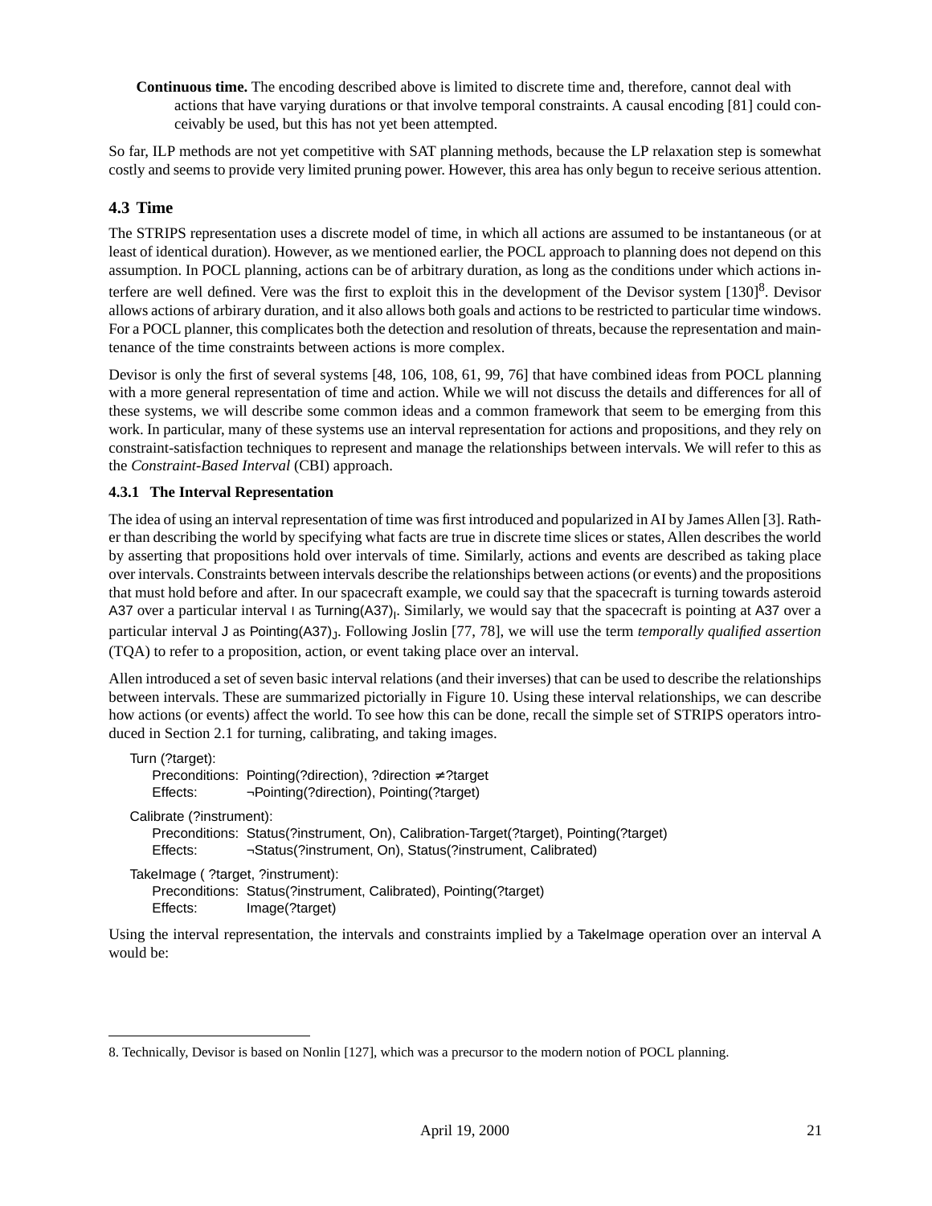**Continuous time.** The encoding described above is limited to discrete time and, therefore, cannot deal with actions that have varying durations or that involve temporal constraints. A causal encoding [81] could conceivably be used, but this has not yet been attempted.

So far, ILP methods are not yet competitive with SAT planning methods, because the LP relaxation step is somewhat costly and seems to provide very limited pruning power. However, this area has only begun to receive serious attention.

## 4.3 Time

The STRIPS representation uses a discrete model of time, in which all actions are assumed to be instantaneous (or at least of identical duration). However, as we mentioned earlier, the POCL approach to planning does not depend on this assumption. In POCL planning, actions can be of arbitrary duration, as long as the conditions under which actions interfere are well defined. Vere was the first to exploit this in the development of the Devisor system [130][8]. Devisor allows actions of arbirary duration, and it also allows both goals and actions to be restricted to particular time windows. For a POCL planner, this complicates both the detection and resolution of threats, because the representation and maintenance of the time constraints between actions is more complex.

Devisor is only the first of several systems [48, 106, 108, 61, 99, 76] that have combined ideas from POCL planning with a more general representation of time and action. While we will not discuss the details and differences for all of these systems, we will describe some common ideas and a common framework that seem to be emerging from this work. In particular, many of these systems use an interval representation for actions and propositions, and they rely on constraint-satisfaction techniques to represent and manage the relationships between intervals. We will refer to this as the *Constraint-Based Interval* (CBI) approach.

### 4.3.1 The Interval Representation

The idea of using an interval representation of time was first introduced and popularized in AI by James Allen [3]. Rather than describing the world by specifying what facts are true in discrete time slices or states, Allen describes the world by asserting that propositions hold over intervals of time. Similarly, actions and events are described as taking place over intervals. Constraints between intervals describe the relationships between actions (or events) and the propositions that must hold before and after. In our spacecraft example, we could say that the spacecraft is turning towards asteroid A37 over a particular interval I as $\text{Turning(A37)}_\text{I}$. Similarly, we would say that the spacecraft is pointing at A37 over a particular interval J as $\text{Pointing(A37)}_\text{J}$. Following Joslin [77, 78], we will use the term *temporally qualified assertion* (TQA) to refer to a proposition, action, or event taking place over an interval.

Allen introduced a set of seven basic interval relations (and their inverses) that can be used to describe the relationships between intervals. These are summarized pictorially in Figure 10. Using these interval relationships, we can describe how actions (or events) affect the world. To see how this can be done, recall the simple set of STRIPS operators introduced in Section 2.1 for turning, calibrating, and taking images.

```
Turn (?target):
    Preconditions: Pointing(?direction), ?direction ≠ ?target
    Effects:       ¬Pointing(?direction), Pointing(?target)

Calibrate (?instrument):
    Preconditions: Status(?instrument, On), Calibration-Target(?target), Pointing(?target)
    Effects:       ¬Status(?instrument, On), Status(?instrument, Calibrated)

TakeImage ( ?target, ?instrument):
    Preconditions: Status(?instrument, Calibrated), Pointing(?target)
    Effects:       Image(?target)
```

Using the interval representation, the intervals and constraints implied by a TakeImage operation over an interval A would be:

---

8. Technically, Devisor is based on Nonlin [127], which was a precursor to the modern notion of POCL planning.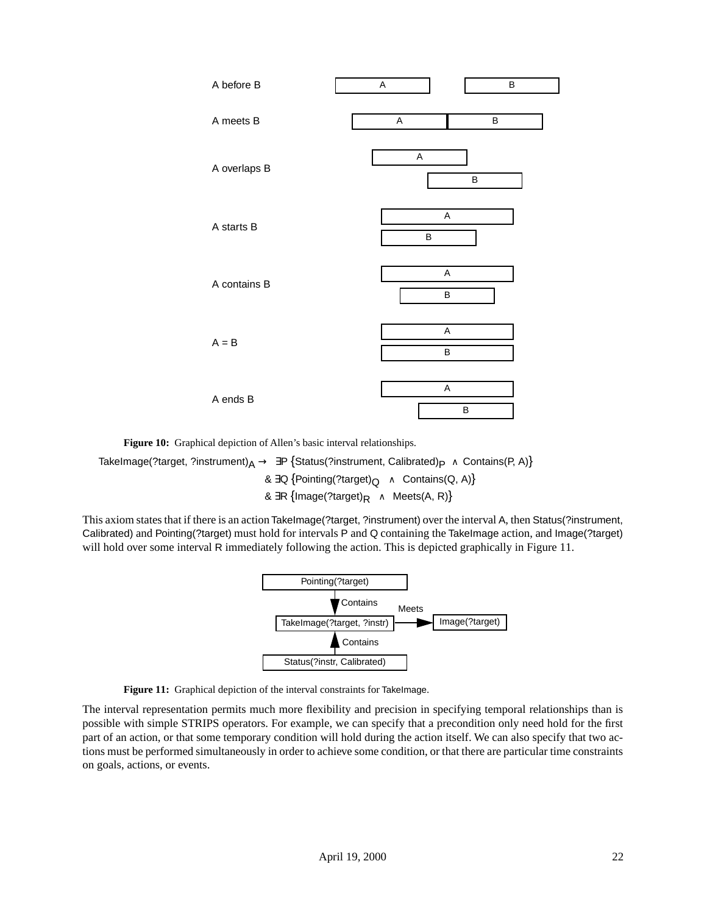A before B

A meets B

A overlaps B

A starts B

A contains B

A = B

A ends B

**Figure 10:** Graphical depiction of Allen's basic interval relationships.

$$\text{TakeImage(?target, ?instrument)}_A \rightarrow \exists P \{\text{Status(?instrument, Calibrated)}_P \wedge \text{Contains}(P, A)\}$$
$$\& \; \exists Q \{\text{Pointing(?target)}_Q \wedge \text{Contains}(Q, A)\}$$
$$\& \; \exists R \{\text{Image(?target)}_R \wedge \text{Meets}(A, R)\}$$

This axiom states that if there is an action TakeImage(?target, ?instrument) over the interval A, then Status(?instrument, Calibrated) and Pointing(?target) must hold for intervals P and Q containing the TakeImage action, and Image(?target) will hold over some interval R immediately following the action. This is depicted graphically in Figure 11.

Pointing(?target)

Contains

Meets

TakeImage(?target, ?instr)

Image(?target)

Contains

Status(?instr, Calibrated)

**Figure 11:** Graphical depiction of the interval constraints for TakeImage.

The interval representation permits much more flexibility and precision in specifying temporal relationships than is possible with simple STRIPS operators. For example, we can specify that a precondition only need hold for the first part of an action, or that some temporary condition will hold during the action itself. We can also specify that two actions must be performed simultaneously in order to achieve some condition, or that there are particular time constraints on goals, actions, or events.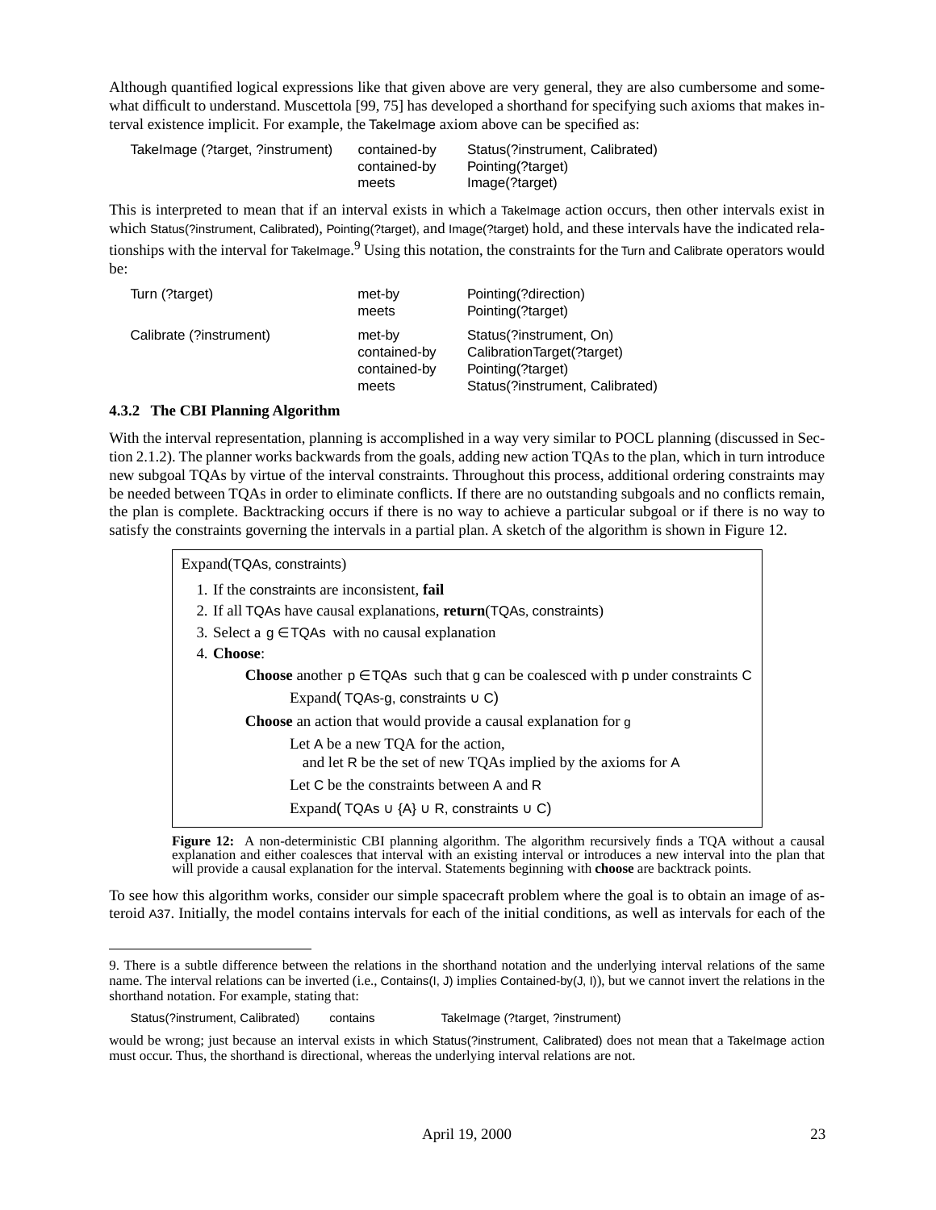Although quantified logical expressions like that given above are very general, they are also cumbersome and somewhat difficult to understand. Muscettola [99, 75] has developed a shorthand for specifying such axioms that makes interval existence implicit. For example, the TakeImage axiom above can be specified as:

| | | |
|---|---|---|
| TakeImage (?target, ?instrument) | contained-by | Status(?instrument, Calibrated) |
| | contained-by | Pointing(?target) |
| | meets | Image(?target) |

This is interpreted to mean that if an interval exists in which a TakeImage action occurs, then other intervals exist in which Status(?instrument, Calibrated), Pointing(?target), and Image(?target) hold, and these intervals have the indicated relationships with the interval for TakeImage.[9] Using this notation, the constraints for the Turn and Calibrate operators would be:

| | | |
|---|---|---|
| Turn (?target) | met-by | Pointing(?direction) |
| | meets | Pointing(?target) |
| Calibrate (?instrument) | met-by | Status(?instrument, On) |
| | contained-by | CalibrationTarget(?target) |
| | contained-by | Pointing(?target) |
| | meets | Status(?instrument, Calibrated) |

### 4.3.2 The CBI Planning Algorithm

With the interval representation, planning is accomplished in a way very similar to POCL planning (discussed in Section 2.1.2). The planner works backwards from the goals, adding new action TQAs to the plan, which in turn introduce new subgoal TQAs by virtue of the interval constraints. Throughout this process, additional ordering constraints may be needed between TQAs in order to eliminate conflicts. If there are no outstanding subgoals and no conflicts remain, the plan is complete. Backtracking occurs if there is no way to achieve a particular subgoal or if there is no way to satisfy the constraints governing the intervals in a partial plan. A sketch of the algorithm is shown in Figure 12.

```
Expand(TQAs, constraints)
  1. If the constraints are inconsistent, fail
  2. If all TQAs have causal explanations, return(TQAs, constraints)
  3. Select a g ∈ TQAs with no causal explanation
  4. Choose:
        Choose another p ∈ TQAs such that g can be coalesced with p under constraints C
              Expand( TQAs-g, constraints ∪ C)
        Choose an action that would provide a causal explanation for g
              Let A be a new TQA for the action,
                 and let R be the set of new TQAs implied by the axioms for A
              Let C be the constraints between A and R
              Expand( TQAs ∪ {A} ∪ R, constraints ∪ C)
```

**Figure 12:** A non-deterministic CBI planning algorithm. The algorithm recursively finds a TQA without a causal explanation and either coalesces that interval with an existing interval or introduces a new interval into the plan that will provide a causal explanation for the interval. Statements beginning with **choose** are backtrack points.

To see how this algorithm works, consider our simple spacecraft problem where the goal is to obtain an image of asteroid A37. Initially, the model contains intervals for each of the initial conditions, as well as intervals for each of the

9. There is a subtle difference between the relations in the shorthand notation and the underlying interval relations of the same name. The interval relations can be inverted (i.e., Contains(I, J) implies Contained-by(J, I)), but we cannot invert the relations in the shorthand notation. For example, stating that:

| | | |
|---|---|---|
| Status(?instrument, Calibrated) | contains | TakeImage (?target, ?instrument) |

would be wrong; just because an interval exists in which Status(?instrument, Calibrated) does not mean that a TakeImage action must occur. Thus, the shorthand is directional, whereas the underlying interval relations are not.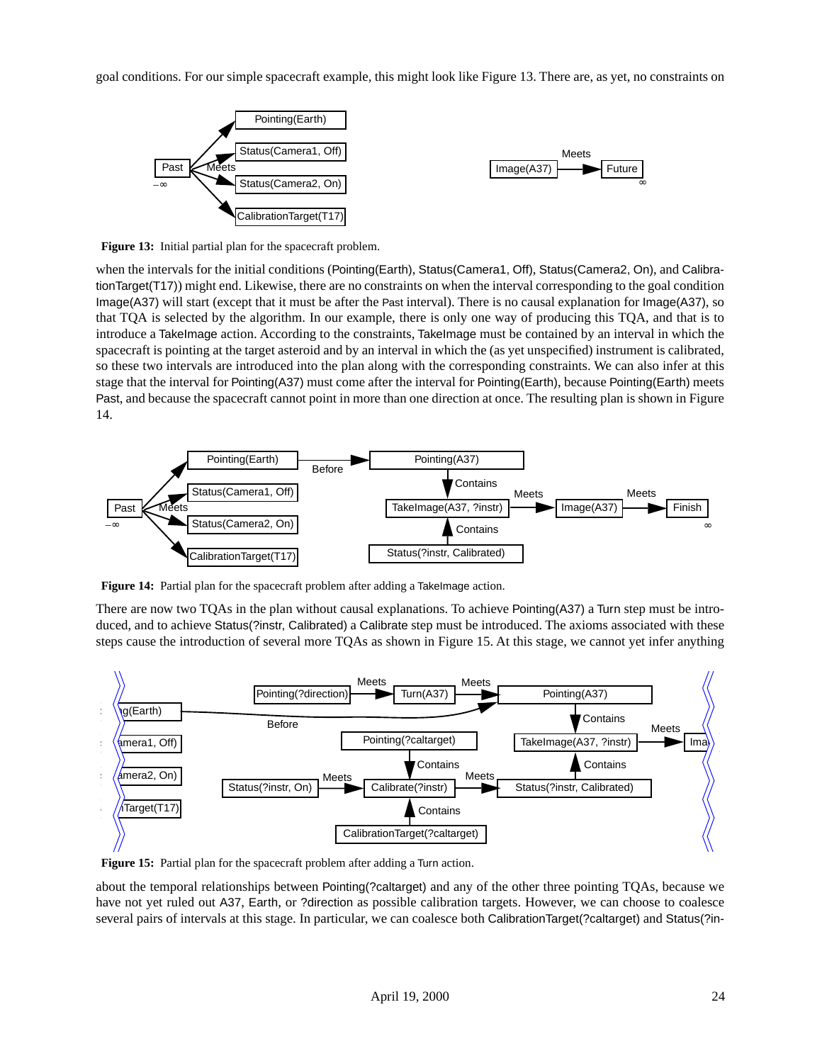goal conditions. For our simple spacecraft example, this might look like Figure 13. There are, as yet, no constraints on

**Figure 13:** Initial partial plan for the spacecraft problem.

when the intervals for the initial conditions (Pointing(Earth), Status(Camera1, Off), Status(Camera2, On), and CalibrationTarget(T17)) might end. Likewise, there are no constraints on when the interval corresponding to the goal condition Image(A37) will start (except that it must be after the Past interval). There is no causal explanation for Image(A37), so that TQA is selected by the algorithm. In our example, there is only one way of producing this TQA, and that is to introduce a TakeImage action. According to the constraints, TakeImage must be contained by an interval in which the spacecraft is pointing at the target asteroid and by an interval in which the (as yet unspecified) instrument is calibrated, so these two intervals are introduced into the plan along with the corresponding constraints. We can also infer at this stage that the interval for Pointing(A37) must come after the interval for Pointing(Earth), because Pointing(Earth) meets Past, and because the spacecraft cannot point in more than one direction at once. The resulting plan is shown in Figure 14.

**Figure 14:** Partial plan for the spacecraft problem after adding a TakeImage action.

There are now two TQAs in the plan without causal explanations. To achieve Pointing(A37) a Turn step must be introduced, and to achieve Status(?instr, Calibrated) a Calibrate step must be introduced. The axioms associated with these steps cause the introduction of several more TQAs as shown in Figure 15. At this stage, we cannot yet infer anything

**Figure 15:** Partial plan for the spacecraft problem after adding a Turn action.

about the temporal relationships between Pointing(?caltarget) and any of the other three pointing TQAs, because we have not yet ruled out A37, Earth, or ?direction as possible calibration targets. However, we can choose to coalesce several pairs of intervals at this stage. In particular, we can coalesce both CalibrationTarget(?caltarget) and Status(?in-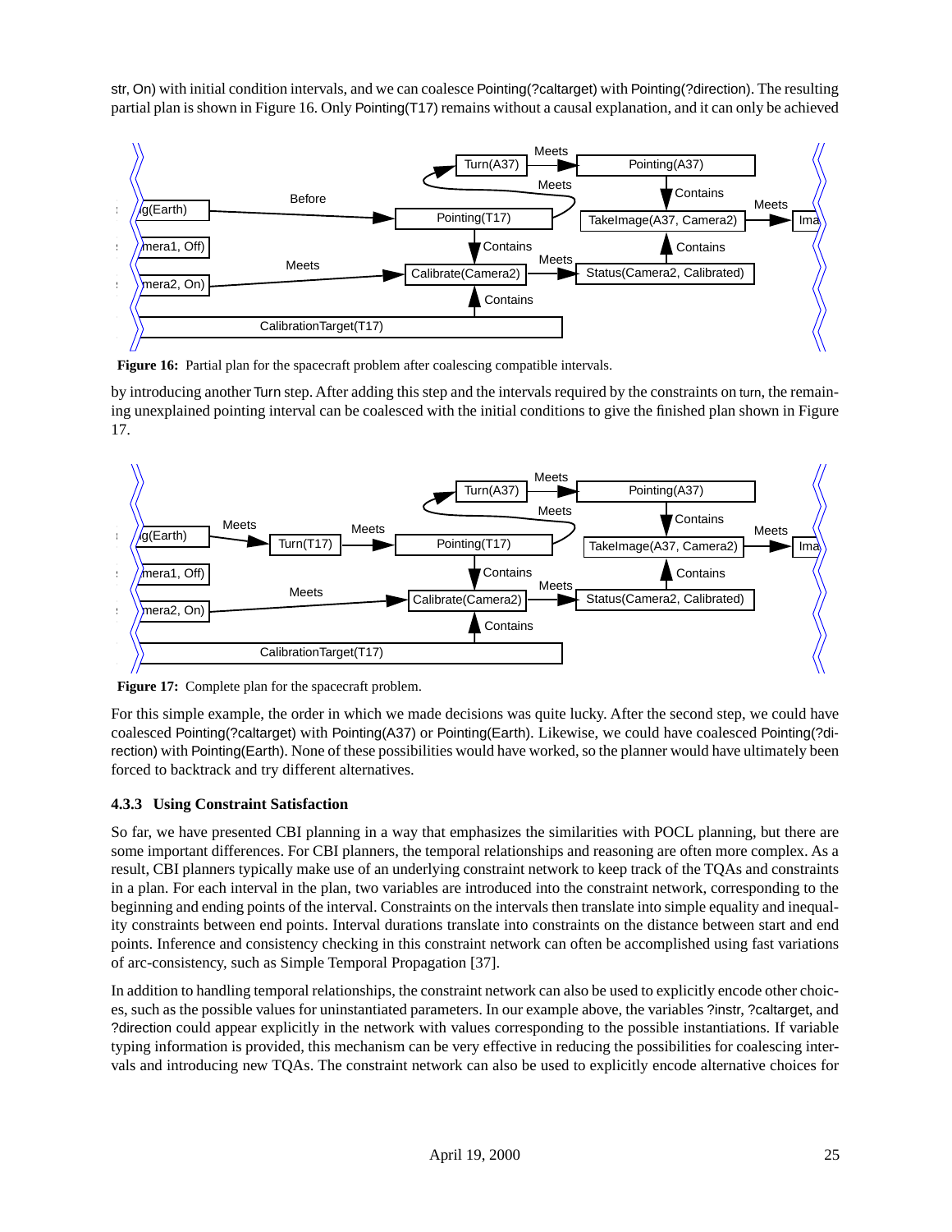str, On) with initial condition intervals, and we can coalesce Pointing(?caltarget) with Pointing(?direction). The resulting partial plan is shown in Figure 16. Only Pointing(T17) remains without a causal explanation, and it can only be achieved

**Figure 16:** Partial plan for the spacecraft problem after coalescing compatible intervals.

by introducing another Turn step. After adding this step and the intervals required by the constraints on turn, the remaining unexplained pointing interval can be coalesced with the initial conditions to give the finished plan shown in Figure 17.

**Figure 17:** Complete plan for the spacecraft problem.

For this simple example, the order in which we made decisions was quite lucky. After the second step, we could have coalesced Pointing(?caltarget) with Pointing(A37) or Pointing(Earth). Likewise, we could have coalesced Pointing(?direction) with Pointing(Earth). None of these possibilities would have worked, so the planner would have ultimately been forced to backtrack and try different alternatives.

### 4.3.3 Using Constraint Satisfaction

So far, we have presented CBI planning in a way that emphasizes the similarities with POCL planning, but there are some important differences. For CBI planners, the temporal relationships and reasoning are often more complex. As a result, CBI planners typically make use of an underlying constraint network to keep track of the TQAs and constraints in a plan. For each interval in the plan, two variables are introduced into the constraint network, corresponding to the beginning and ending points of the interval. Constraints on the intervals then translate into simple equality and inequality constraints between end points. Interval durations translate into constraints on the distance between start and end points. Inference and consistency checking in this constraint network can often be accomplished using fast variations of arc-consistency, such as Simple Temporal Propagation [37].

In addition to handling temporal relationships, the constraint network can also be used to explicitly encode other choices, such as the possible values for uninstantiated parameters. In our example above, the variables ?instr, ?caltarget, and ?direction could appear explicitly in the network with values corresponding to the possible instantiations. If variable typing information is provided, this mechanism can be very effective in reducing the possibilities for coalescing intervals and introducing new TQAs. The constraint network can also be used to explicitly encode alternative choices for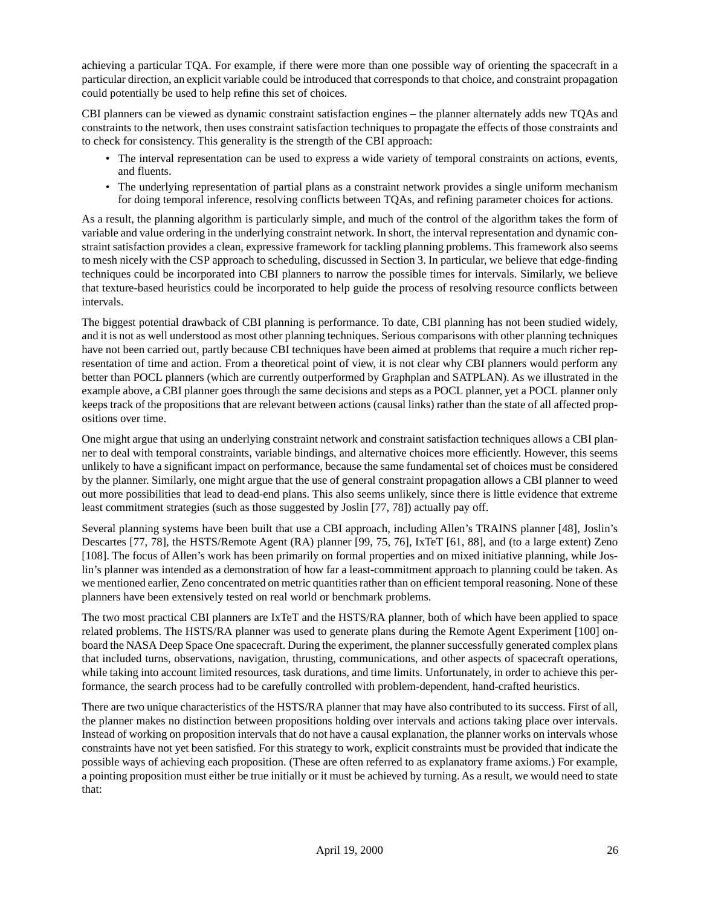achieving a particular TQA. For example, if there were more than one possible way of orienting the spacecraft in a particular direction, an explicit variable could be introduced that corresponds to that choice, and constraint propagation could potentially be used to help refine this set of choices.

CBI planners can be viewed as dynamic constraint satisfaction engines – the planner alternately adds new TQAs and constraints to the network, then uses constraint satisfaction techniques to propagate the effects of those constraints and to check for consistency. This generality is the strength of the CBI approach:

- The interval representation can be used to express a wide variety of temporal constraints on actions, events, and fluents.
- The underlying representation of partial plans as a constraint network provides a single uniform mechanism for doing temporal inference, resolving conflicts between TQAs, and refining parameter choices for actions.

As a result, the planning algorithm is particularly simple, and much of the control of the algorithm takes the form of variable and value ordering in the underlying constraint network. In short, the interval representation and dynamic constraint satisfaction provides a clean, expressive framework for tackling planning problems. This framework also seems to mesh nicely with the CSP approach to scheduling, discussed in Section 3. In particular, we believe that edge-finding techniques could be incorporated into CBI planners to narrow the possible times for intervals. Similarly, we believe that texture-based heuristics could be incorporated to help guide the process of resolving resource conflicts between intervals.

The biggest potential drawback of CBI planning is performance. To date, CBI planning has not been studied widely, and it is not as well understood as most other planning techniques. Serious comparisons with other planning techniques have not been carried out, partly because CBI techniques have been aimed at problems that require a much richer representation of time and action. From a theoretical point of view, it is not clear why CBI planners would perform any better than POCL planners (which are currently outperformed by Graphplan and SATPLAN). As we illustrated in the example above, a CBI planner goes through the same decisions and steps as a POCL planner, yet a POCL planner only keeps track of the propositions that are relevant between actions (causal links) rather than the state of all affected propositions over time.

One might argue that using an underlying constraint network and constraint satisfaction techniques allows a CBI planner to deal with temporal constraints, variable bindings, and alternative choices more efficiently. However, this seems unlikely to have a significant impact on performance, because the same fundamental set of choices must be considered by the planner. Similarly, one might argue that the use of general constraint propagation allows a CBI planner to weed out more possibilities that lead to dead-end plans. This also seems unlikely, since there is little evidence that extreme least commitment strategies (such as those suggested by Joslin [77, 78]) actually pay off.

Several planning systems have been built that use a CBI approach, including Allen's TRAINS planner [48], Joslin's Descartes [77, 78], the HSTS/Remote Agent (RA) planner [99, 75, 76], IxTeT [61, 88], and (to a large extent) Zeno [108]. The focus of Allen's work has been primarily on formal properties and on mixed initiative planning, while Joslin's planner was intended as a demonstration of how far a least-commitment approach to planning could be taken. As we mentioned earlier, Zeno concentrated on metric quantities rather than on efficient temporal reasoning. None of these planners have been extensively tested on real world or benchmark problems.

The two most practical CBI planners are IxTeT and the HSTS/RA planner, both of which have been applied to space related problems. The HSTS/RA planner was used to generate plans during the Remote Agent Experiment [100] onboard the NASA Deep Space One spacecraft. During the experiment, the planner successfully generated complex plans that included turns, observations, navigation, thrusting, communications, and other aspects of spacecraft operations, while taking into account limited resources, task durations, and time limits. Unfortunately, in order to achieve this performance, the search process had to be carefully controlled with problem-dependent, hand-crafted heuristics.

There are two unique characteristics of the HSTS/RA planner that may have also contributed to its success. First of all, the planner makes no distinction between propositions holding over intervals and actions taking place over intervals. Instead of working on proposition intervals that do not have a causal explanation, the planner works on intervals whose constraints have not yet been satisfied. For this strategy to work, explicit constraints must be provided that indicate the possible ways of achieving each proposition. (These are often referred to as explanatory frame axioms.) For example, a pointing proposition must either be true initially or it must be achieved by turning. As a result, we would need to state that: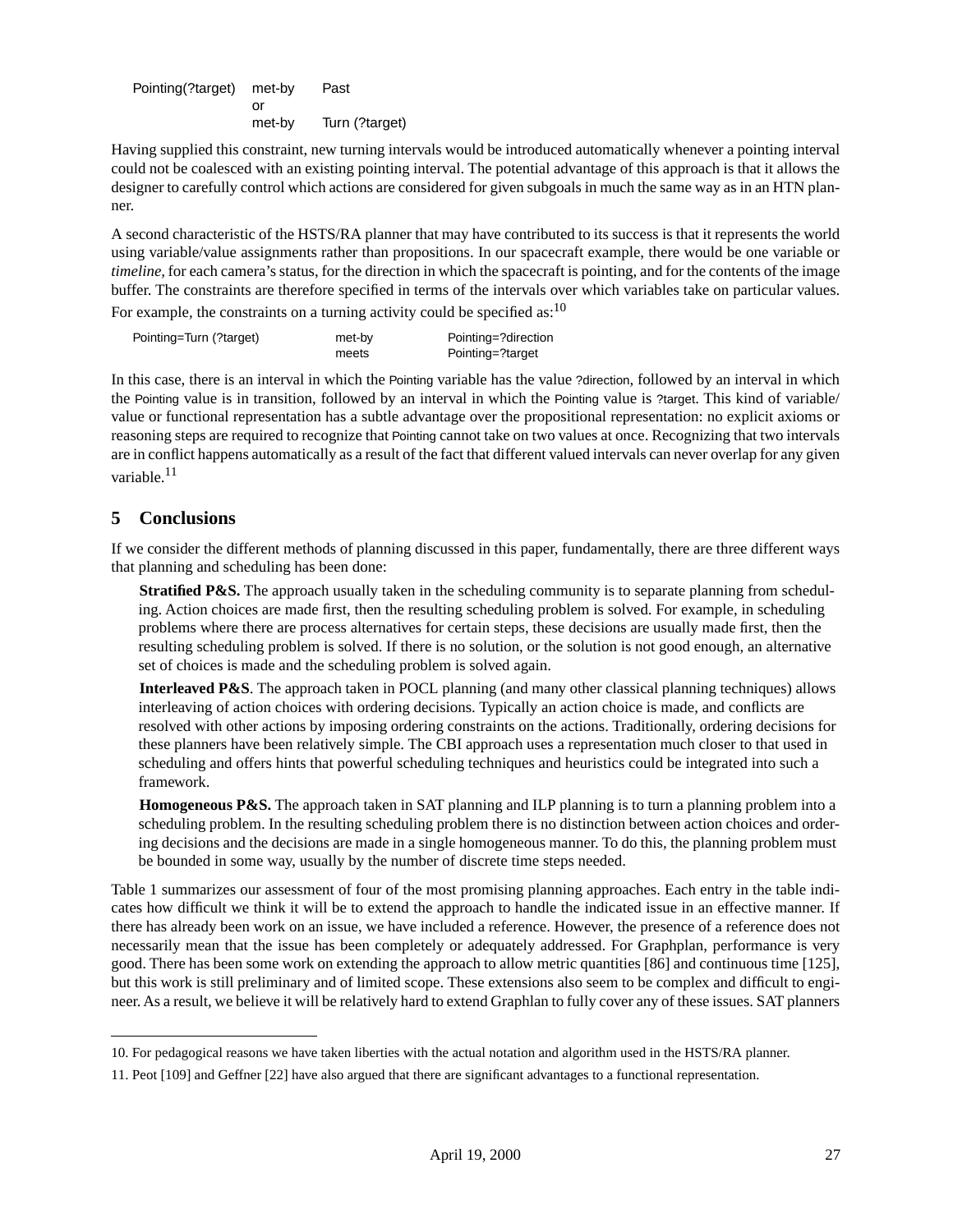```
Pointing(?target)   met-by   Past
                    or
                    met-by   Turn (?target)
```

Having supplied this constraint, new turning intervals would be introduced automatically whenever a pointing interval could not be coalesced with an existing pointing interval. The potential advantage of this approach is that it allows the designer to carefully control which actions are considered for given subgoals in much the same way as in an HTN planner.

A second characteristic of the HSTS/RA planner that may have contributed to its success is that it represents the world using variable/value assignments rather than propositions. In our spacecraft example, there would be one variable or *timeline*, for each camera's status, for the direction in which the spacecraft is pointing, and for the contents of the image buffer. The constraints are therefore specified in terms of the intervals over which variables take on particular values. For example, the constraints on a turning activity could be specified as:[10]

```
Pointing=Turn (?target)   met-by   Pointing=?direction
                          meets    Pointing=?target
```

In this case, there is an interval in which the Pointing variable has the value ?direction, followed by an interval in which the Pointing value is in transition, followed by an interval in which the Pointing value is ?target. This kind of variable/value or functional representation has a subtle advantage over the propositional representation: no explicit axioms or reasoning steps are required to recognize that Pointing cannot take on two values at once. Recognizing that two intervals are in conflict happens automatically as a result of the fact that different valued intervals can never overlap for any given variable.[11]

## 5 Conclusions

If we consider the different methods of planning discussed in this paper, fundamentally, there are three different ways that planning and scheduling has been done:

**Stratified P&S.** The approach usually taken in the scheduling community is to separate planning from scheduling. Action choices are made first, then the resulting scheduling problem is solved. For example, in scheduling problems where there are process alternatives for certain steps, these decisions are usually made first, then the resulting scheduling problem is solved. If there is no solution, or the solution is not good enough, an alternative set of choices is made and the scheduling problem is solved again.

**Interleaved P&S**. The approach taken in POCL planning (and many other classical planning techniques) allows interleaving of action choices with ordering decisions. Typically an action choice is made, and conflicts are resolved with other actions by imposing ordering constraints on the actions. Traditionally, ordering decisions for these planners have been relatively simple. The CBI approach uses a representation much closer to that used in scheduling and offers hints that powerful scheduling techniques and heuristics could be integrated into such a framework.

**Homogeneous P&S.** The approach taken in SAT planning and ILP planning is to turn a planning problem into a scheduling problem. In the resulting scheduling problem there is no distinction between action choices and ordering decisions and the decisions are made in a single homogeneous manner. To do this, the planning problem must be bounded in some way, usually by the number of discrete time steps needed.

Table 1 summarizes our assessment of four of the most promising planning approaches. Each entry in the table indicates how difficult we think it will be to extend the approach to handle the indicated issue in an effective manner. If there has already been work on an issue, we have included a reference. However, the presence of a reference does not necessarily mean that the issue has been completely or adequately addressed. For Graphplan, performance is very good. There has been some work on extending the approach to allow metric quantities [86] and continuous time [125], but this work is still preliminary and of limited scope. These extensions also seem to be complex and difficult to engineer. As a result, we believe it will be relatively hard to extend Graphlan to fully cover any of these issues. SAT planners

---

10. For pedagogical reasons we have taken liberties with the actual notation and algorithm used in the HSTS/RA planner.

11. Peot [109] and Geffner [22] have also argued that there are significant advantages to a functional representation.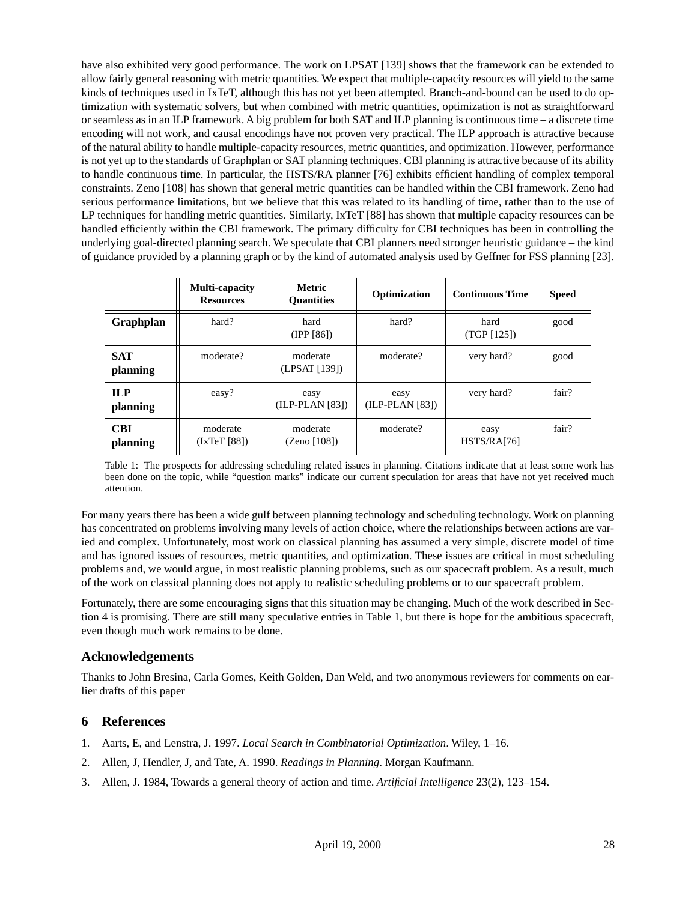have also exhibited very good performance. The work on LPSAT [139] shows that the framework can be extended to allow fairly general reasoning with metric quantities. We expect that multiple-capacity resources will yield to the same kinds of techniques used in IxTeT, although this has not yet been attempted. Branch-and-bound can be used to do optimization with systematic solvers, but when combined with metric quantities, optimization is not as straightforward or seamless as in an ILP framework. A big problem for both SAT and ILP planning is continuous time – a discrete time encoding will not work, and causal encodings have not proven very practical. The ILP approach is attractive because of the natural ability to handle multiple-capacity resources, metric quantities, and optimization. However, performance is not yet up to the standards of Graphplan or SAT planning techniques. CBI planning is attractive because of its ability to handle continuous time. In particular, the HSTS/RA planner [76] exhibits efficient handling of complex temporal constraints. Zeno [108] has shown that general metric quantities can be handled within the CBI framework. Zeno had serious performance limitations, but we believe that this was related to its handling of time, rather than to the use of LP techniques for handling metric quantities. Similarly, IxTeT [88] has shown that multiple capacity resources can be handled efficiently within the CBI framework. The primary difficulty for CBI techniques has been in controlling the underlying goal-directed planning search. We speculate that CBI planners need stronger heuristic guidance – the kind of guidance provided by a planning graph or by the kind of automated analysis used by Geffner for FSS planning [23].

| | Multi-capacity Resources | Metric Quantities | Optimization | Continuous Time | Speed |
|---|---|---|---|---|---|
| **Graphplan** | hard? | hard (IPP [86]) | hard? | hard (TGP [125]) | good |
| **SAT planning** | moderate? | moderate (LPSAT [139]) | moderate? | very hard? | good |
| **ILP planning** | easy? | easy (ILP-PLAN [83]) | easy (ILP-PLAN [83]) | very hard? | fair? |
| **CBI planning** | moderate (IxTeT [88]) | moderate (Zeno [108]) | moderate? | easy HSTS/RA[76] | fair? |

Table 1: The prospects for addressing scheduling related issues in planning. Citations indicate that at least some work has been done on the topic, while "question marks" indicate our current speculation for areas that have not yet received much attention.

For many years there has been a wide gulf between planning technology and scheduling technology. Work on planning has concentrated on problems involving many levels of action choice, where the relationships between actions are varied and complex. Unfortunately, most work on classical planning has assumed a very simple, discrete model of time and has ignored issues of resources, metric quantities, and optimization. These issues are critical in most scheduling problems and, we would argue, in most realistic planning problems, such as our spacecraft problem. As a result, much of the work on classical planning does not apply to realistic scheduling problems or to our spacecraft problem.

Fortunately, there are some encouraging signs that this situation may be changing. Much of the work described in Section 4 is promising. There are still many speculative entries in Table 1, but there is hope for the ambitious spacecraft, even though much work remains to be done.

## Acknowledgements

Thanks to John Bresina, Carla Gomes, Keith Golden, Dan Weld, and two anonymous reviewers for comments on earlier drafts of this paper

## 6 References

1. Aarts, E, and Lenstra, J. 1997. *Local Search in Combinatorial Optimization*. Wiley, 1–16.
2. Allen, J, Hendler, J, and Tate, A. 1990. *Readings in Planning*. Morgan Kaufmann.
3. Allen, J. 1984, Towards a general theory of action and time. *Artificial Intelligence* 23(2), 123–154.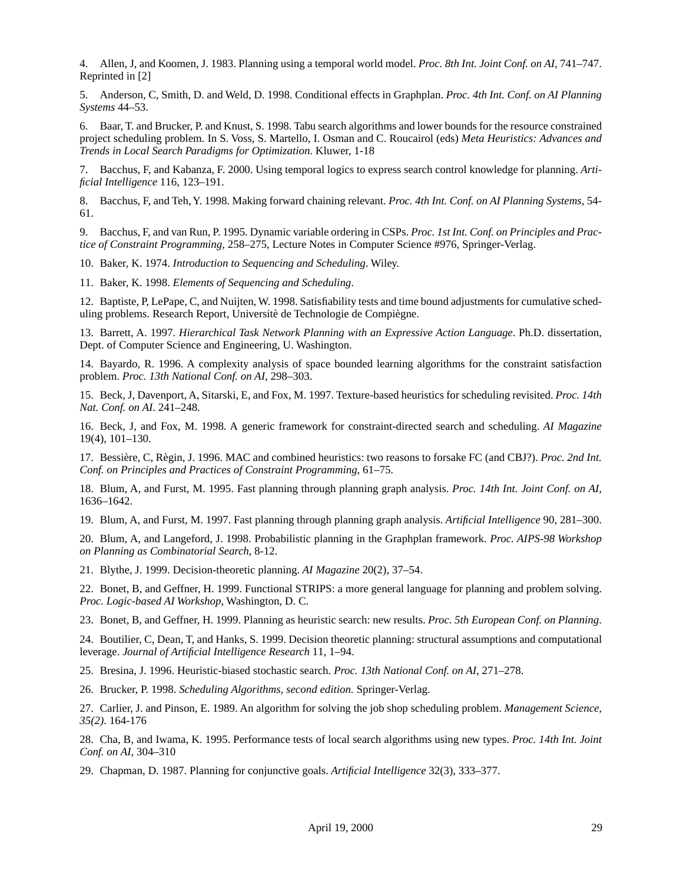4. Allen, J, and Koomen, J. 1983. Planning using a temporal world model. *Proc. 8th Int. Joint Conf. on AI*, 741–747. Reprinted in [2]

5. Anderson, C, Smith, D. and Weld, D. 1998. Conditional effects in Graphplan. *Proc. 4th Int. Conf. on AI Planning Systems* 44–53.

6. Baar, T. and Brucker, P. and Knust, S. 1998. Tabu search algorithms and lower bounds for the resource constrained project scheduling problem. In S. Voss, S. Martello, I. Osman and C. Roucairol (eds) *Meta Heuristics: Advances and Trends in Local Search Paradigms for Optimization*. Kluwer, 1-18

7. Bacchus, F, and Kabanza, F. 2000. Using temporal logics to express search control knowledge for planning. *Artificial Intelligence* 116, 123–191.

8. Bacchus, F, and Teh, Y. 1998. Making forward chaining relevant. *Proc. 4th Int. Conf. on AI Planning Systems*, 54-61.

9. Bacchus, F, and van Run, P. 1995. Dynamic variable ordering in CSPs. *Proc. 1st Int. Conf. on Principles and Practice of Constraint Programming*, 258–275, Lecture Notes in Computer Science #976, Springer-Verlag.

10. Baker, K. 1974. *Introduction to Sequencing and Scheduling*. Wiley.

11. Baker, K. 1998. *Elements of Sequencing and Scheduling*.

12. Baptiste, P, LePape, C, and Nuijten, W. 1998. Satisfiability tests and time bound adjustments for cumulative scheduling problems. Research Report, Universitè de Technologie de Compiègne.

13. Barrett, A. 1997. *Hierarchical Task Network Planning with an Expressive Action Language*. Ph.D. dissertation, Dept. of Computer Science and Engineering, U. Washington.

14. Bayardo, R. 1996. A complexity analysis of space bounded learning algorithms for the constraint satisfaction problem. *Proc. 13th National Conf. on AI*, 298–303.

15. Beck, J, Davenport, A, Sitarski, E, and Fox, M. 1997. Texture-based heuristics for scheduling revisited. *Proc. 14th Nat. Conf. on AI*. 241–248.

16. Beck, J, and Fox, M. 1998. A generic framework for constraint-directed search and scheduling. *AI Magazine* 19(4), 101–130.

17. Bessière, C, Règin, J. 1996. MAC and combined heuristics: two reasons to forsake FC (and CBJ?). *Proc. 2nd Int. Conf. on Principles and Practices of Constraint Programming,* 61–75.

18. Blum, A, and Furst, M. 1995. Fast planning through planning graph analysis. *Proc. 14th Int. Joint Conf. on AI*, 1636–1642.

19. Blum, A, and Furst, M. 1997. Fast planning through planning graph analysis. *Artificial Intelligence* 90, 281–300.

20. Blum, A, and Langeford, J. 1998. Probabilistic planning in the Graphplan framework. *Proc. AIPS-98 Workshop on Planning as Combinatorial Search*, 8-12.

21. Blythe, J. 1999. Decision-theoretic planning. *AI Magazine* 20(2), 37–54.

22. Bonet, B, and Geffner, H. 1999. Functional STRIPS: a more general language for planning and problem solving. *Proc. Logic-based AI Workshop*, Washington, D. C.

23. Bonet, B, and Geffner, H. 1999. Planning as heuristic search: new results. *Proc. 5th European Conf. on Planning*.

24. Boutilier, C, Dean, T, and Hanks, S. 1999. Decision theoretic planning: structural assumptions and computational leverage. *Journal of Artificial Intelligence Research* 11, 1–94.

25. Bresina, J. 1996. Heuristic-biased stochastic search. *Proc. 13th National Conf. on AI*, 271–278.

26. Brucker, P. 1998. *Scheduling Algorithms, second edition.* Springer-Verlag.

27. Carlier, J. and Pinson, E. 1989. An algorithm for solving the job shop scheduling problem. *Management Science, 35(2)*. 164-176

28. Cha, B, and Iwama, K. 1995. Performance tests of local search algorithms using new types. *Proc. 14th Int. Joint Conf. on AI*, 304–310

29. Chapman, D. 1987. Planning for conjunctive goals. *Artificial Intelligence* 32(3), 333–377.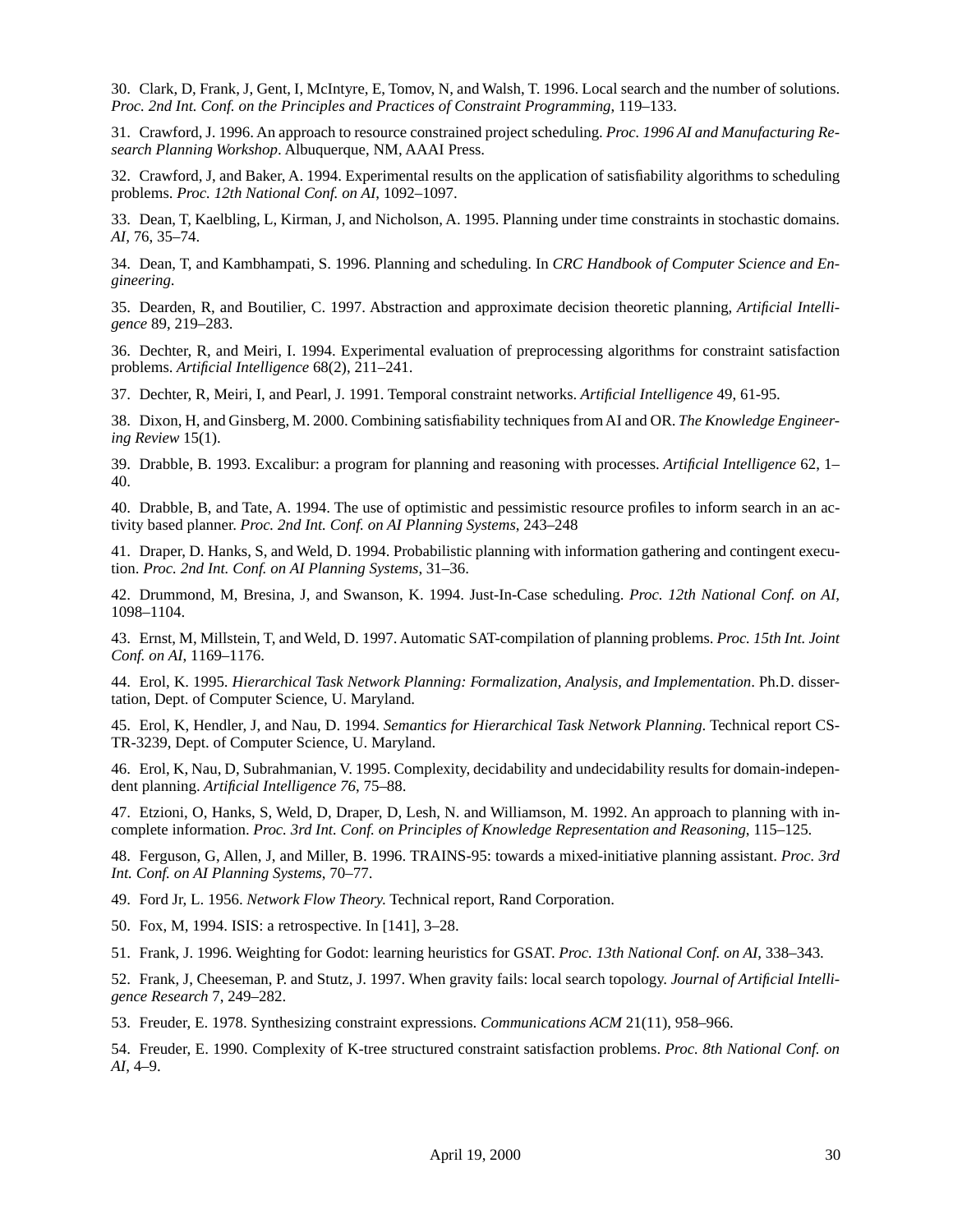30. Clark, D, Frank, J, Gent, I, McIntyre, E, Tomov, N, and Walsh, T. 1996. Local search and the number of solutions. *Proc. 2nd Int. Conf. on the Principles and Practices of Constraint Programming*, 119–133.

31. Crawford, J. 1996. An approach to resource constrained project scheduling. *Proc. 1996 AI and Manufacturing Research Planning Workshop*. Albuquerque, NM, AAAI Press.

32. Crawford, J, and Baker, A. 1994. Experimental results on the application of satisfiability algorithms to scheduling problems. *Proc. 12th National Conf. on AI*, 1092–1097.

33. Dean, T, Kaelbling, L, Kirman, J, and Nicholson, A. 1995. Planning under time constraints in stochastic domains. *AI*, 76, 35–74.

34. Dean, T, and Kambhampati, S. 1996. Planning and scheduling. In *CRC Handbook of Computer Science and Engineering*.

35. Dearden, R, and Boutilier, C. 1997. Abstraction and approximate decision theoretic planning, *Artificial Intelligence* 89, 219–283.

36. Dechter, R, and Meiri, I. 1994. Experimental evaluation of preprocessing algorithms for constraint satisfaction problems. *Artificial Intelligence* 68(2), 211–241.

37. Dechter, R, Meiri, I, and Pearl, J. 1991. Temporal constraint networks. *Artificial Intelligence* 49, 61-95.

38. Dixon, H, and Ginsberg, M. 2000. Combining satisfiability techniques from AI and OR. *The Knowledge Engineering Review* 15(1).

39. Drabble, B. 1993. Excalibur: a program for planning and reasoning with processes. *Artificial Intelligence* 62, 1–40.

40. Drabble, B, and Tate, A. 1994. The use of optimistic and pessimistic resource profiles to inform search in an activity based planner. *Proc. 2nd Int. Conf. on AI Planning Systems*, 243–248

41. Draper, D. Hanks, S, and Weld, D. 1994. Probabilistic planning with information gathering and contingent execution. *Proc. 2nd Int. Conf. on AI Planning Systems*, 31–36.

42. Drummond, M, Bresina, J, and Swanson, K. 1994. Just-In-Case scheduling. *Proc. 12th National Conf. on AI*, 1098–1104.

43. Ernst, M, Millstein, T, and Weld, D. 1997. Automatic SAT-compilation of planning problems. *Proc. 15th Int. Joint Conf. on AI*, 1169–1176.

44. Erol, K. 1995. *Hierarchical Task Network Planning: Formalization, Analysis, and Implementation*. Ph.D. dissertation, Dept. of Computer Science, U. Maryland.

45. Erol, K, Hendler, J, and Nau, D. 1994. *Semantics for Hierarchical Task Network Planning*. Technical report CS-TR-3239, Dept. of Computer Science, U. Maryland.

46. Erol, K, Nau, D, Subrahmanian, V. 1995. Complexity, decidability and undecidability results for domain-independent planning. *Artificial Intelligence 76*, 75–88.

47. Etzioni, O, Hanks, S, Weld, D, Draper, D, Lesh, N. and Williamson, M. 1992. An approach to planning with incomplete information. *Proc. 3rd Int. Conf. on Principles of Knowledge Representation and Reasoning*, 115–125.

48. Ferguson, G, Allen, J, and Miller, B. 1996. TRAINS-95: towards a mixed-initiative planning assistant. *Proc. 3rd Int. Conf. on AI Planning Systems*, 70–77.

49. Ford Jr, L. 1956. *Network Flow Theory.* Technical report, Rand Corporation.

50. Fox, M, 1994. ISIS: a retrospective. In [141], 3–28.

51. Frank, J. 1996. Weighting for Godot: learning heuristics for GSAT. *Proc. 13th National Conf. on AI*, 338–343.

52. Frank, J, Cheeseman, P. and Stutz, J. 1997. When gravity fails: local search topology. *Journal of Artificial Intelligence Research* 7, 249–282.

53. Freuder, E. 1978. Synthesizing constraint expressions. *Communications ACM* 21(11), 958–966.

54. Freuder, E. 1990. Complexity of K-tree structured constraint satisfaction problems. *Proc. 8th National Conf. on AI*, 4–9.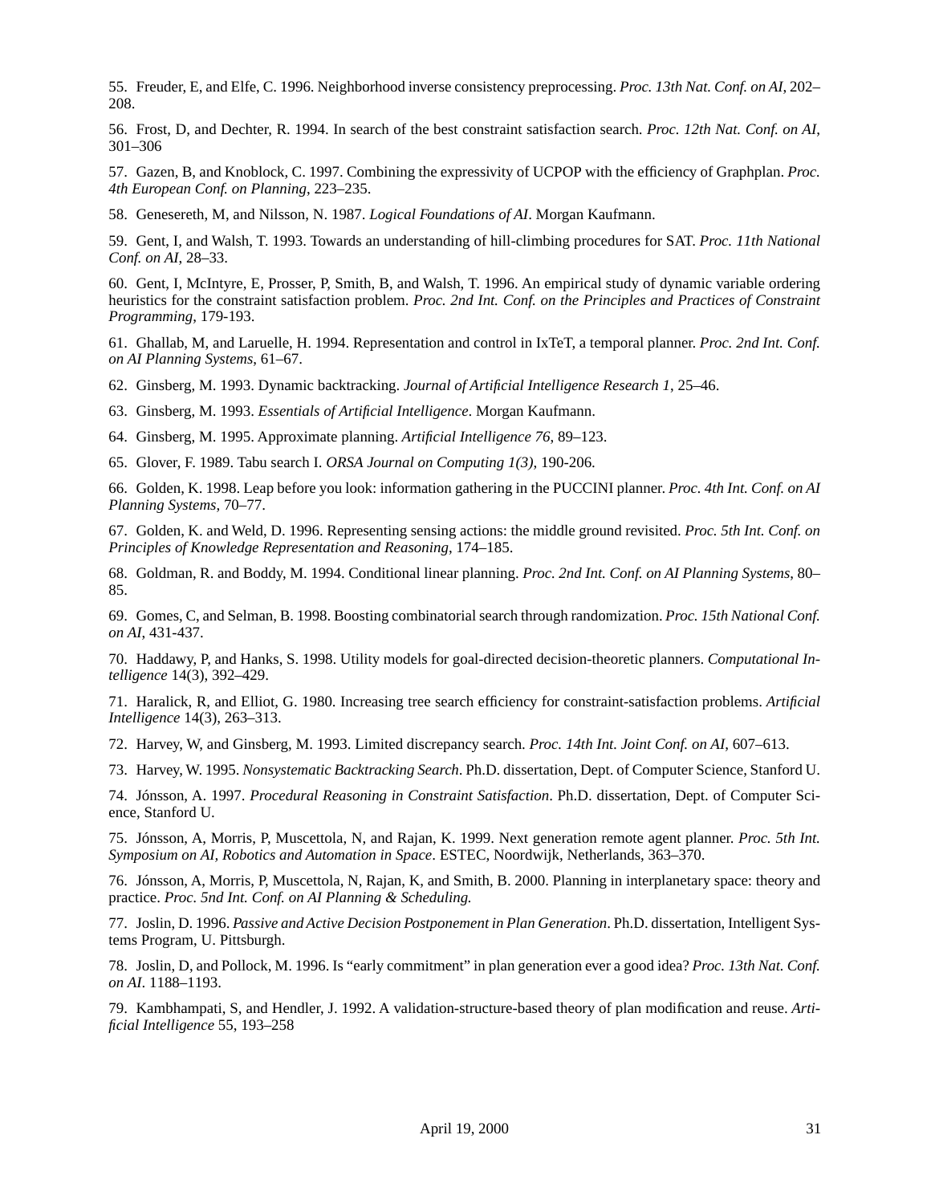55. Freuder, E, and Elfe, C. 1996. Neighborhood inverse consistency preprocessing. *Proc. 13th Nat. Conf. on AI*, 202–208.

56. Frost, D, and Dechter, R. 1994. In search of the best constraint satisfaction search. *Proc. 12th Nat. Conf. on AI*, 301–306

57. Gazen, B, and Knoblock, C. 1997. Combining the expressivity of UCPOP with the efficiency of Graphplan. *Proc. 4th European Conf. on Planning*, 223–235.

58. Genesereth, M, and Nilsson, N. 1987. *Logical Foundations of AI*. Morgan Kaufmann.

59. Gent, I, and Walsh, T. 1993. Towards an understanding of hill-climbing procedures for SAT. *Proc. 11th National Conf. on AI*, 28–33.

60. Gent, I, McIntyre, E, Prosser, P, Smith, B, and Walsh, T. 1996. An empirical study of dynamic variable ordering heuristics for the constraint satisfaction problem. *Proc. 2nd Int. Conf. on the Principles and Practices of Constraint Programming*, 179-193.

61. Ghallab, M, and Laruelle, H. 1994. Representation and control in IxTeT, a temporal planner. *Proc. 2nd Int. Conf. on AI Planning Systems*, 61–67.

62. Ginsberg, M. 1993. Dynamic backtracking. *Journal of Artificial Intelligence Research 1*, 25–46.

63. Ginsberg, M. 1993. *Essentials of Artificial Intelligence*. Morgan Kaufmann.

64. Ginsberg, M. 1995. Approximate planning. *Artificial Intelligence 76*, 89–123.

65. Glover, F. 1989. Tabu search I. *ORSA Journal on Computing 1(3)*, 190-206.

66. Golden, K. 1998. Leap before you look: information gathering in the PUCCINI planner. *Proc. 4th Int. Conf. on AI Planning Systems*, 70–77.

67. Golden, K. and Weld, D. 1996. Representing sensing actions: the middle ground revisited. *Proc. 5th Int. Conf. on Principles of Knowledge Representation and Reasoning*, 174–185.

68. Goldman, R. and Boddy, M. 1994. Conditional linear planning. *Proc. 2nd Int. Conf. on AI Planning Systems*, 80–85.

69. Gomes, C, and Selman, B. 1998. Boosting combinatorial search through randomization. *Proc. 15th National Conf. on AI*, 431-437.

70. Haddawy, P, and Hanks, S. 1998. Utility models for goal-directed decision-theoretic planners. *Computational Intelligence* 14(3), 392–429.

71. Haralick, R, and Elliot, G. 1980. Increasing tree search efficiency for constraint-satisfaction problems. *Artificial Intelligence* 14(3), 263–313.

72. Harvey, W, and Ginsberg, M. 1993. Limited discrepancy search. *Proc. 14th Int. Joint Conf. on AI*, 607–613.

73. Harvey, W. 1995. *Nonsystematic Backtracking Search*. Ph.D. dissertation, Dept. of Computer Science, Stanford U.

74. Jónsson, A. 1997. *Procedural Reasoning in Constraint Satisfaction*. Ph.D. dissertation, Dept. of Computer Science, Stanford U.

75. Jónsson, A, Morris, P, Muscettola, N, and Rajan, K. 1999. Next generation remote agent planner. *Proc. 5th Int. Symposium on AI, Robotics and Automation in Space*. ESTEC, Noordwijk, Netherlands, 363–370.

76. Jónsson, A, Morris, P, Muscettola, N, Rajan, K, and Smith, B. 2000. Planning in interplanetary space: theory and practice. *Proc. 5nd Int. Conf. on AI Planning & Scheduling.*

77. Joslin, D. 1996. *Passive and Active Decision Postponement in Plan Generation*. Ph.D. dissertation, Intelligent Systems Program, U. Pittsburgh.

78. Joslin, D, and Pollock, M. 1996. Is "early commitment" in plan generation ever a good idea? *Proc. 13th Nat. Conf. on AI*. 1188–1193.

79. Kambhampati, S, and Hendler, J. 1992. A validation-structure-based theory of plan modification and reuse. *Artificial Intelligence* 55, 193–258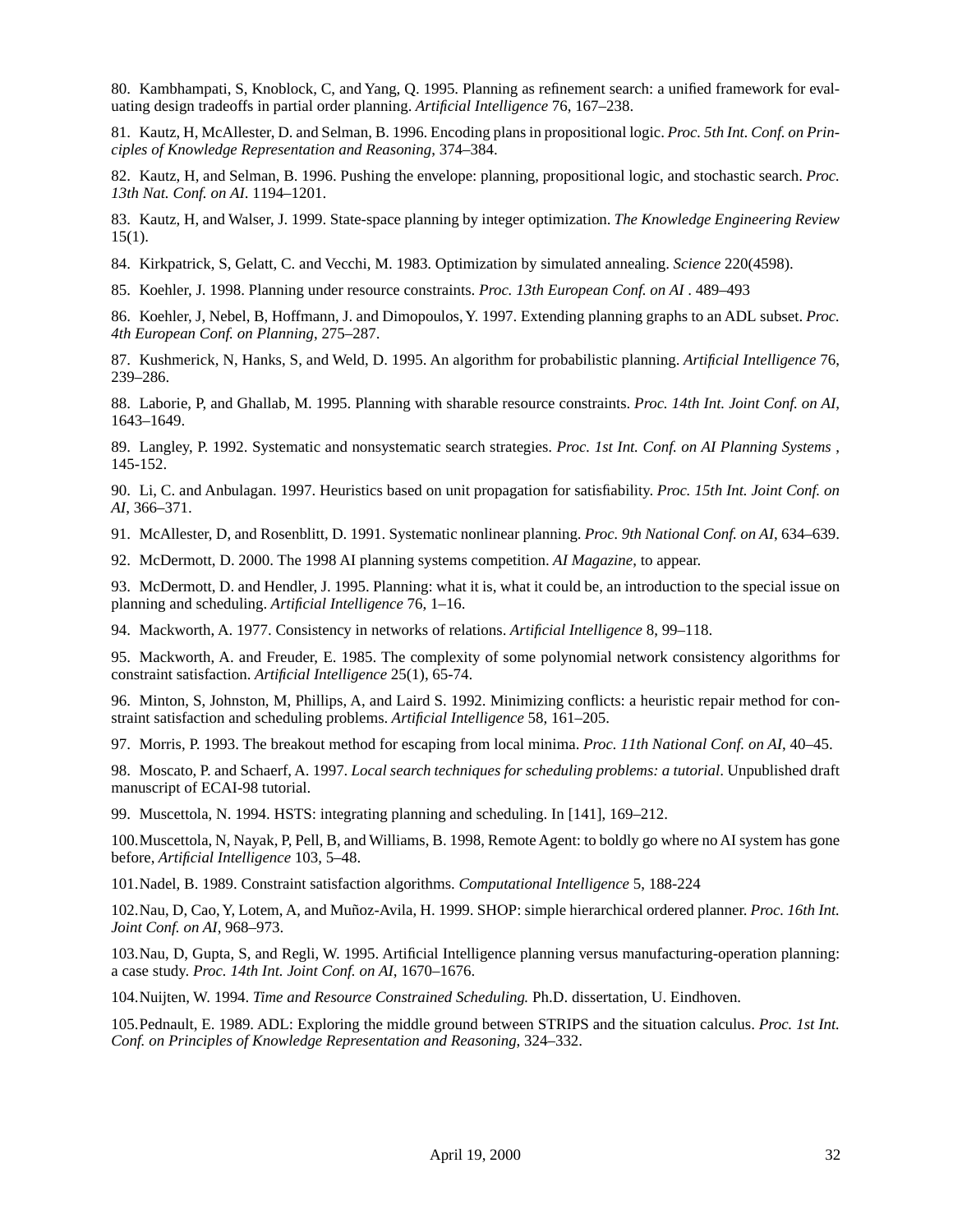80. Kambhampati, S, Knoblock, C, and Yang, Q. 1995. Planning as refinement search: a unified framework for evaluating design tradeoffs in partial order planning. *Artificial Intelligence* 76, 167–238.

81. Kautz, H, McAllester, D. and Selman, B. 1996. Encoding plans in propositional logic. *Proc. 5th Int. Conf. on Principles of Knowledge Representation and Reasoning*, 374–384.

82. Kautz, H, and Selman, B. 1996. Pushing the envelope: planning, propositional logic, and stochastic search. *Proc. 13th Nat. Conf. on AI*. 1194–1201.

83. Kautz, H, and Walser, J. 1999. State-space planning by integer optimization. *The Knowledge Engineering Review* 15(1).

84. Kirkpatrick, S, Gelatt, C. and Vecchi, M. 1983. Optimization by simulated annealing. *Science* 220(4598).

85. Koehler, J. 1998. Planning under resource constraints. *Proc. 13th European Conf. on AI* . 489–493

86. Koehler, J, Nebel, B, Hoffmann, J. and Dimopoulos, Y. 1997. Extending planning graphs to an ADL subset. *Proc. 4th European Conf. on Planning*, 275–287.

87. Kushmerick, N, Hanks, S, and Weld, D. 1995. An algorithm for probabilistic planning. *Artificial Intelligence* 76, 239–286.

88. Laborie, P, and Ghallab, M. 1995. Planning with sharable resource constraints. *Proc. 14th Int. Joint Conf. on AI*, 1643–1649.

89. Langley, P. 1992. Systematic and nonsystematic search strategies. *Proc. 1st Int. Conf. on AI Planning Systems* , 145-152.

90. Li, C. and Anbulagan. 1997. Heuristics based on unit propagation for satisfiability. *Proc. 15th Int. Joint Conf. on AI*, 366–371.

91. McAllester, D, and Rosenblitt, D. 1991. Systematic nonlinear planning. *Proc. 9th National Conf. on AI*, 634–639.

92. McDermott, D. 2000. The 1998 AI planning systems competition. *AI Magazine*, to appear.

93. McDermott, D. and Hendler, J. 1995. Planning: what it is, what it could be, an introduction to the special issue on planning and scheduling. *Artificial Intelligence* 76, 1–16.

94. Mackworth, A. 1977. Consistency in networks of relations. *Artificial Intelligence* 8, 99–118.

95. Mackworth, A. and Freuder, E. 1985. The complexity of some polynomial network consistency algorithms for constraint satisfaction. *Artificial Intelligence* 25(1), 65-74.

96. Minton, S, Johnston, M, Phillips, A, and Laird S. 1992. Minimizing conflicts: a heuristic repair method for constraint satisfaction and scheduling problems. *Artificial Intelligence* 58, 161–205.

97. Morris, P. 1993. The breakout method for escaping from local minima. *Proc. 11th National Conf. on AI*, 40–45.

98. Moscato, P. and Schaerf, A. 1997. *Local search techniques for scheduling problems: a tutorial*. Unpublished draft manuscript of ECAI-98 tutorial.

99. Muscettola, N. 1994. HSTS: integrating planning and scheduling. In [141], 169–212.

100. Muscettola, N, Nayak, P, Pell, B, and Williams, B. 1998, Remote Agent: to boldly go where no AI system has gone before, *Artificial Intelligence* 103, 5–48.

101. Nadel, B. 1989. Constraint satisfaction algorithms. *Computational Intelligence* 5, 188-224

102. Nau, D, Cao, Y, Lotem, A, and Muñoz-Avila, H. 1999. SHOP: simple hierarchical ordered planner. *Proc. 16th Int. Joint Conf. on AI*, 968–973.

103. Nau, D, Gupta, S, and Regli, W. 1995. Artificial Intelligence planning versus manufacturing-operation planning: a case study. *Proc. 14th Int. Joint Conf. on AI*, 1670–1676.

104. Nuijten, W. 1994. *Time and Resource Constrained Scheduling.* Ph.D. dissertation, U. Eindhoven.

105. Pednault, E. 1989. ADL: Exploring the middle ground between STRIPS and the situation calculus. *Proc. 1st Int. Conf. on Principles of Knowledge Representation and Reasoning*, 324–332.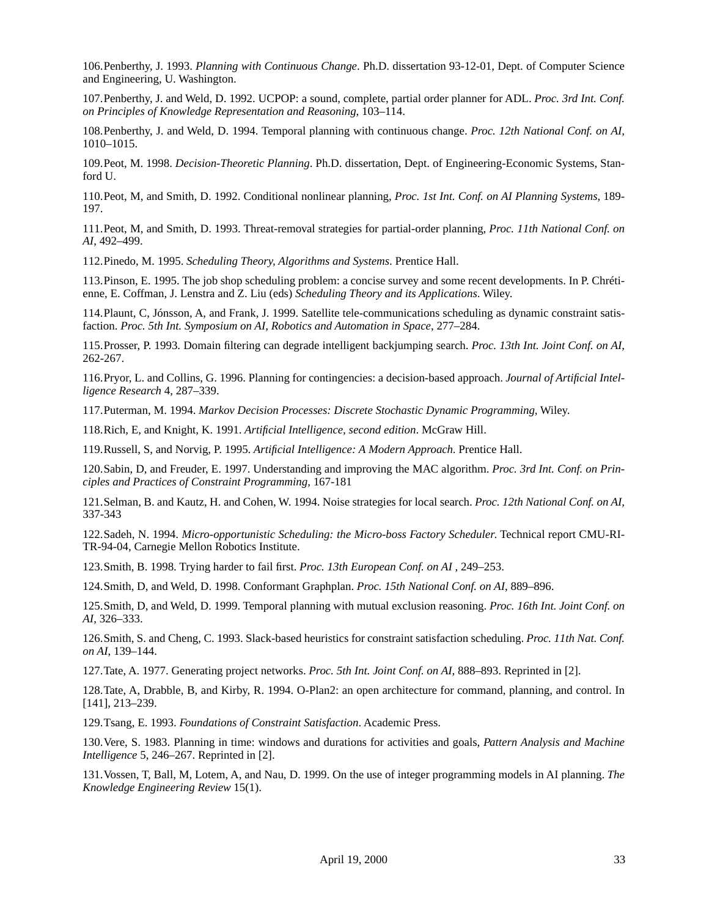106. Penberthy, J. 1993. *Planning with Continuous Change*. Ph.D. dissertation 93-12-01, Dept. of Computer Science and Engineering, U. Washington.

107. Penberthy, J. and Weld, D. 1992. UCPOP: a sound, complete, partial order planner for ADL. *Proc. 3rd Int. Conf. on Principles of Knowledge Representation and Reasoning*, 103–114.

108. Penberthy, J. and Weld, D. 1994. Temporal planning with continuous change. *Proc. 12th National Conf. on AI*, 1010–1015.

109. Peot, M. 1998. *Decision-Theoretic Planning*. Ph.D. dissertation, Dept. of Engineering-Economic Systems, Stanford U.

110. Peot, M, and Smith, D. 1992. Conditional nonlinear planning, *Proc. 1st Int. Conf. on AI Planning Systems*, 189-197.

111. Peot, M, and Smith, D. 1993. Threat-removal strategies for partial-order planning, *Proc. 11th National Conf. on AI*, 492–499.

112. Pinedo, M. 1995. *Scheduling Theory, Algorithms and Systems*. Prentice Hall.

113. Pinson, E. 1995. The job shop scheduling problem: a concise survey and some recent developments. In P. Chrétienne, E. Coffman, J. Lenstra and Z. Liu (eds) *Scheduling Theory and its Applications*. Wiley.

114. Plaunt, C, Jónsson, A, and Frank, J. 1999. Satellite tele-communications scheduling as dynamic constraint satisfaction. *Proc. 5th Int. Symposium on AI, Robotics and Automation in Space*, 277–284.

115. Prosser, P. 1993. Domain filtering can degrade intelligent backjumping search. *Proc. 13th Int. Joint Conf. on AI*, 262-267.

116. Pryor, L. and Collins, G. 1996. Planning for contingencies: a decision-based approach. *Journal of Artificial Intelligence Research* 4, 287–339.

117. Puterman, M. 1994. *Markov Decision Processes: Discrete Stochastic Dynamic Programming*, Wiley.

118. Rich, E, and Knight, K. 1991. *Artificial Intelligence, second edition*. McGraw Hill.

119. Russell, S, and Norvig, P. 1995. *Artificial Intelligence: A Modern Approach*. Prentice Hall.

120. Sabin, D, and Freuder, E. 1997. Understanding and improving the MAC algorithm. *Proc. 3rd Int. Conf. on Principles and Practices of Constraint Programming*, 167-181

121. Selman, B. and Kautz, H. and Cohen, W. 1994. Noise strategies for local search. *Proc. 12th National Conf. on AI*, 337-343

122. Sadeh, N. 1994. *Micro-opportunistic Scheduling: the Micro-boss Factory Scheduler*. Technical report CMU-RI-TR-94-04, Carnegie Mellon Robotics Institute.

123. Smith, B. 1998. Trying harder to fail first. *Proc. 13th European Conf. on AI* , 249–253.

124. Smith, D, and Weld, D. 1998. Conformant Graphplan. *Proc. 15th National Conf. on AI*, 889–896.

125. Smith, D, and Weld, D. 1999. Temporal planning with mutual exclusion reasoning. *Proc. 16th Int. Joint Conf. on AI*, 326–333.

126. Smith, S. and Cheng, C. 1993. Slack-based heuristics for constraint satisfaction scheduling. *Proc. 11th Nat. Conf. on AI*, 139–144.

127. Tate, A. 1977. Generating project networks. *Proc. 5th Int. Joint Conf. on AI*, 888–893. Reprinted in [2].

128. Tate, A, Drabble, B, and Kirby, R. 1994. O-Plan2: an open architecture for command, planning, and control. In [141], 213–239.

129. Tsang, E. 1993. *Foundations of Constraint Satisfaction*. Academic Press.

130. Vere, S. 1983. Planning in time: windows and durations for activities and goals, *Pattern Analysis and Machine Intelligence* 5, 246–267. Reprinted in [2].

131. Vossen, T, Ball, M, Lotem, A, and Nau, D. 1999. On the use of integer programming models in AI planning. *The Knowledge Engineering Review* 15(1).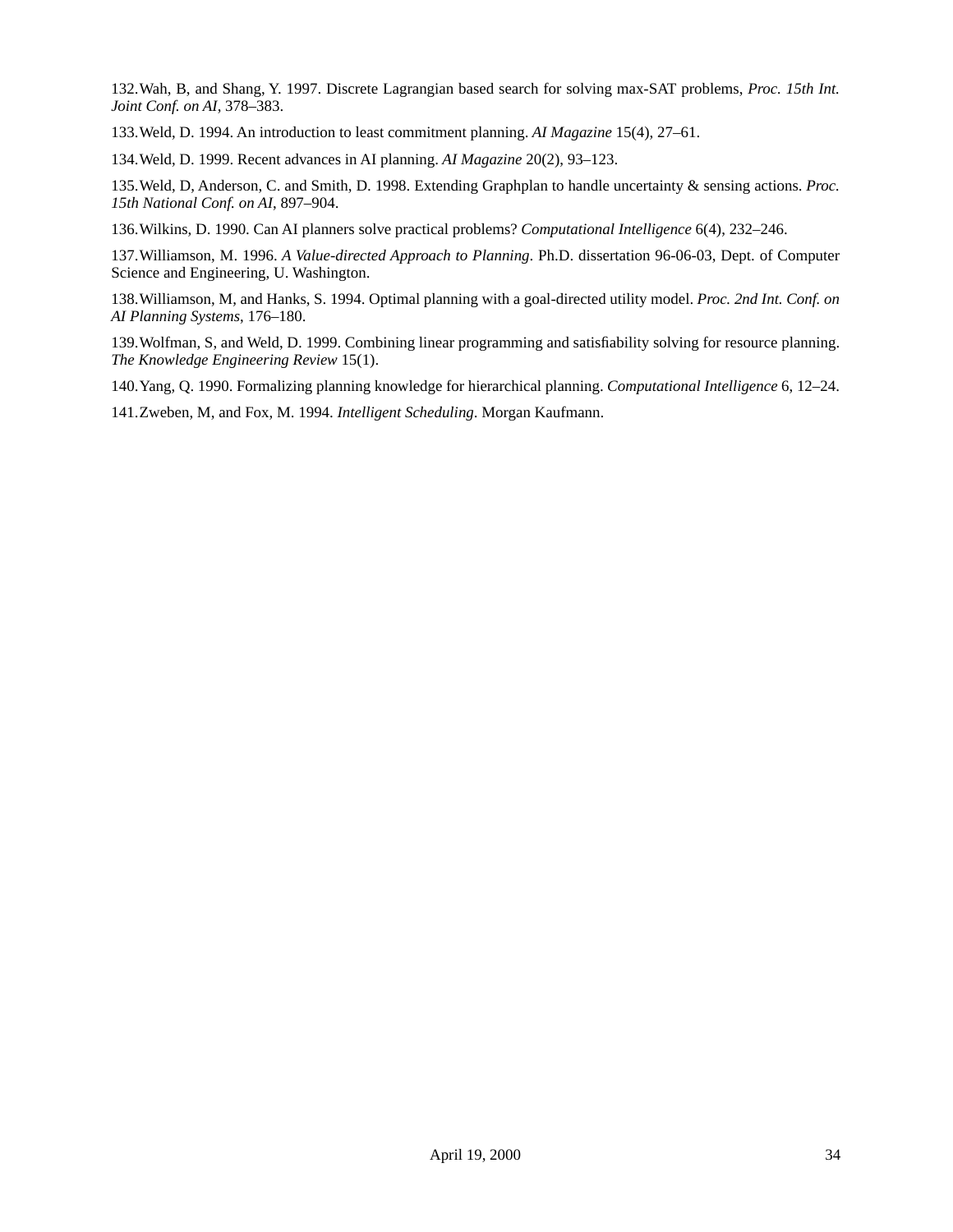132. Wah, B, and Shang, Y. 1997. Discrete Lagrangian based search for solving max-SAT problems, *Proc. 15th Int. Joint Conf. on AI*, 378–383.

133. Weld, D. 1994. An introduction to least commitment planning. *AI Magazine* 15(4), 27–61.

134. Weld, D. 1999. Recent advances in AI planning. *AI Magazine* 20(2), 93–123.

135. Weld, D, Anderson, C. and Smith, D. 1998. Extending Graphplan to handle uncertainty & sensing actions. *Proc. 15th National Conf. on AI*, 897–904.

136. Wilkins, D. 1990. Can AI planners solve practical problems? *Computational Intelligence* 6(4), 232–246.

137. Williamson, M. 1996. *A Value-directed Approach to Planning*. Ph.D. dissertation 96-06-03, Dept. of Computer Science and Engineering, U. Washington.

138. Williamson, M, and Hanks, S. 1994. Optimal planning with a goal-directed utility model. *Proc. 2nd Int. Conf. on AI Planning Systems*, 176–180.

139. Wolfman, S, and Weld, D. 1999. Combining linear programming and satisfiability solving for resource planning. *The Knowledge Engineering Review* 15(1).

140. Yang, Q. 1990. Formalizing planning knowledge for hierarchical planning. *Computational Intelligence* 6, 12–24.

141. Zweben, M, and Fox, M. 1994. *Intelligent Scheduling*. Morgan Kaufmann.